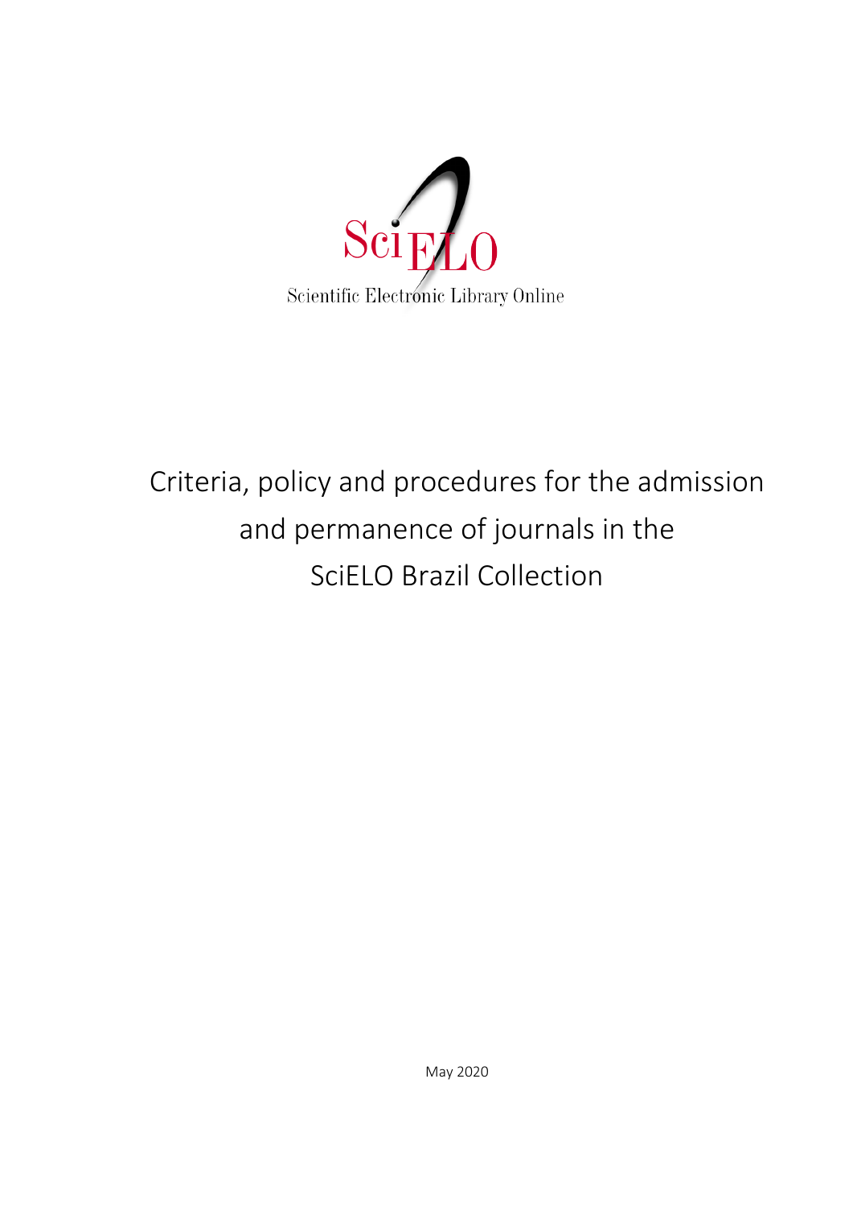SciELO

Scientific Electronic Library Online

# Criteria, policy and procedures for the admission and permanence of journals in the SciELO Brazil Collection

May 2020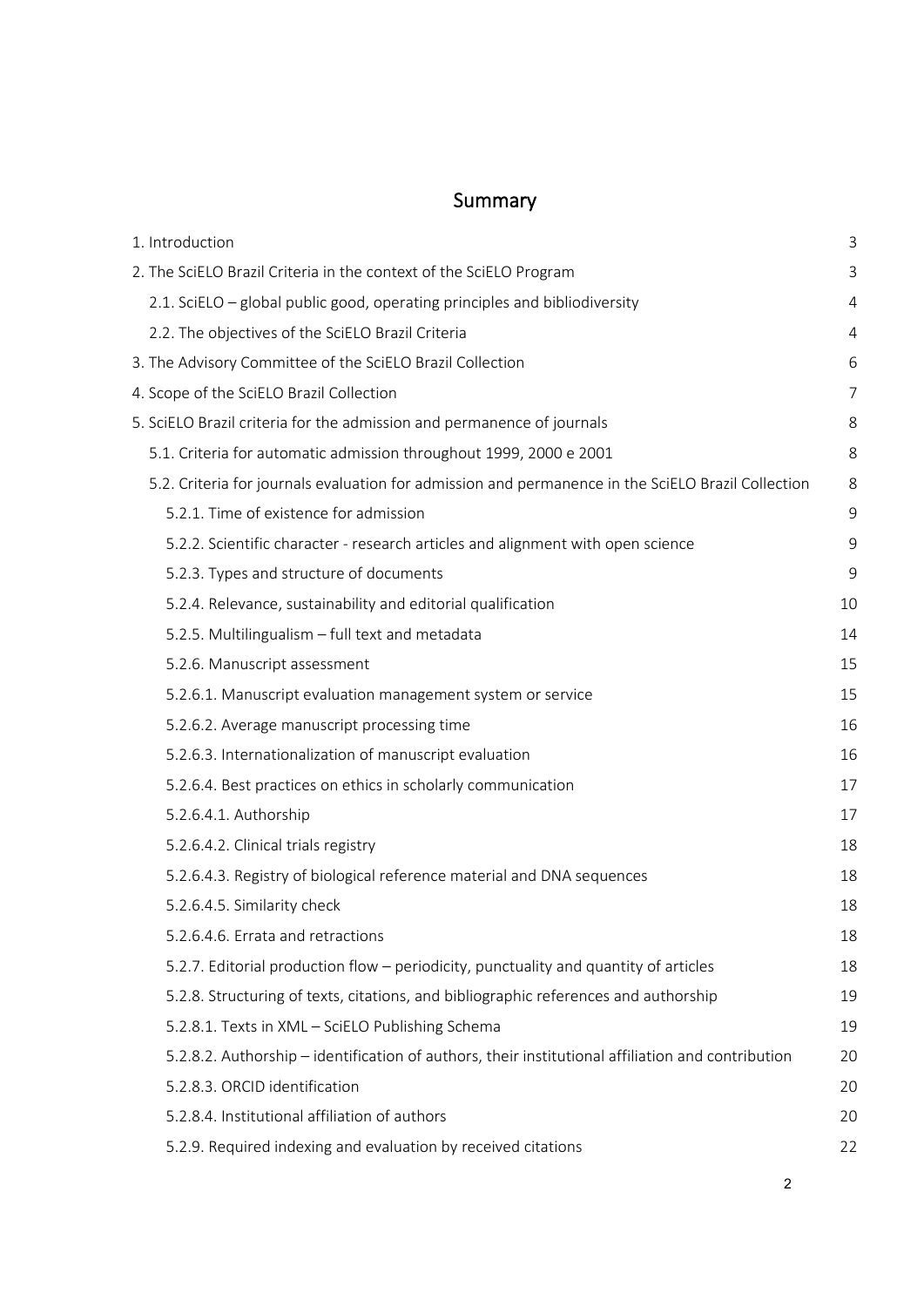# Summary

| | |
|---|---|
| 1. Introduction | 3 |
| 2. The SciELO Brazil Criteria in the context of the SciELO Program | 3 |
| 2.1. SciELO – global public good, operating principles and bibliodiversity | 4 |
| 2.2. The objectives of the SciELO Brazil Criteria | 4 |
| 3. The Advisory Committee of the SciELO Brazil Collection | 6 |
| 4. Scope of the SciELO Brazil Collection | 7 |
| 5. SciELO Brazil criteria for the admission and permanence of journals | 8 |
| 5.1. Criteria for automatic admission throughout 1999, 2000 e 2001 | 8 |
| 5.2. Criteria for journals evaluation for admission and permanence in the SciELO Brazil Collection | 8 |
| 5.2.1. Time of existence for admission | 9 |
| 5.2.2. Scientific character - research articles and alignment with open science | 9 |
| 5.2.3. Types and structure of documents | 9 |
| 5.2.4. Relevance, sustainability and editorial qualification | 10 |
| 5.2.5. Multilingualism – full text and metadata | 14 |
| 5.2.6. Manuscript assessment | 15 |
| 5.2.6.1. Manuscript evaluation management system or service | 15 |
| 5.2.6.2. Average manuscript processing time | 16 |
| 5.2.6.3. Internationalization of manuscript evaluation | 16 |
| 5.2.6.4. Best practices on ethics in scholarly communication | 17 |
| 5.2.6.4.1. Authorship | 17 |
| 5.2.6.4.2. Clinical trials registry | 18 |
| 5.2.6.4.3. Registry of biological reference material and DNA sequences | 18 |
| 5.2.6.4.5. Similarity check | 18 |
| 5.2.6.4.6. Errata and retractions | 18 |
| 5.2.7. Editorial production flow – periodicity, punctuality and quantity of articles | 18 |
| 5.2.8. Structuring of texts, citations, and bibliographic references and authorship | 19 |
| 5.2.8.1. Texts in XML – SciELO Publishing Schema | 19 |
| 5.2.8.2. Authorship – identification of authors, their institutional affiliation and contribution | 20 |
| 5.2.8.3. ORCID identification | 20 |
| 5.2.8.4. Institutional affiliation of authors | 20 |
| 5.2.9. Required indexing and evaluation by received citations | 22 |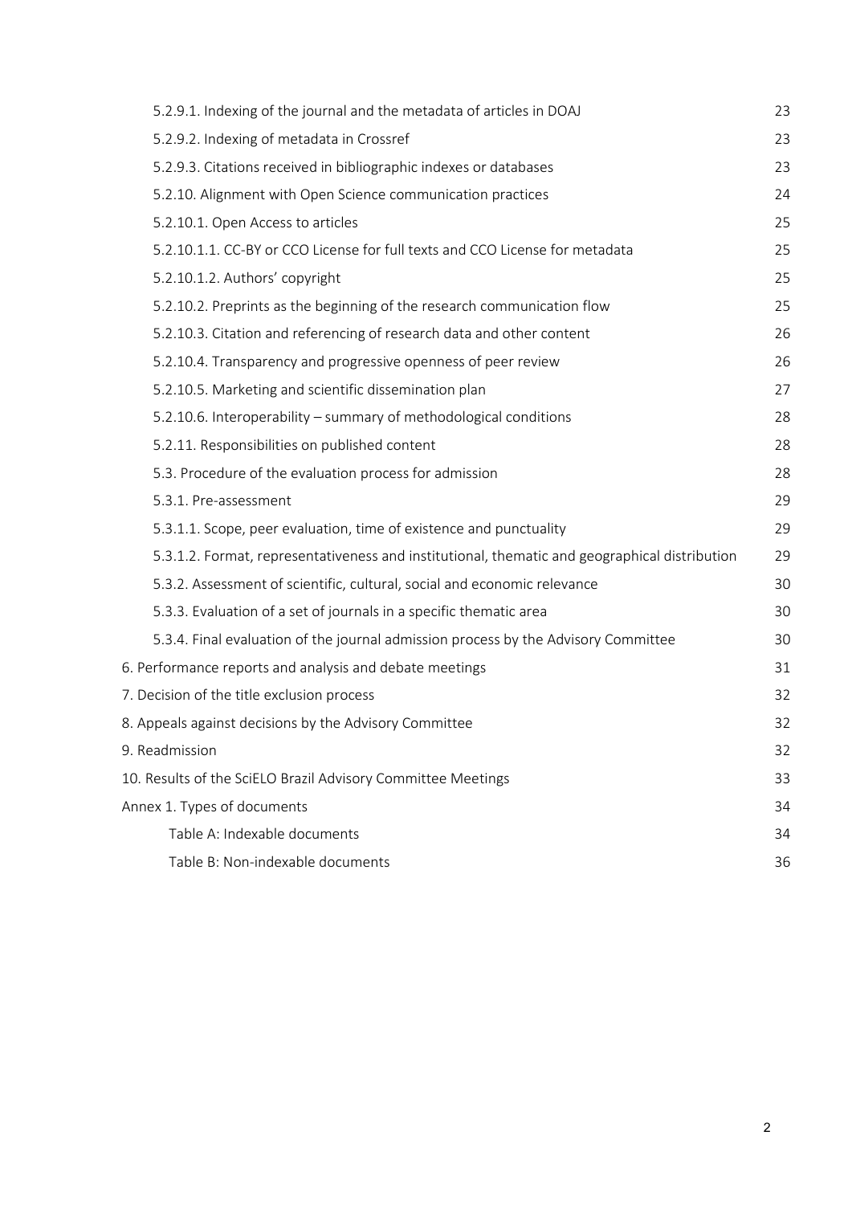5.2.9.1. Indexing of the journal and the metadata of articles in DOAJ 23

5.2.9.2. Indexing of metadata in Crossref 23

5.2.9.3. Citations received in bibliographic indexes or databases 23

5.2.10. Alignment with Open Science communication practices 24

5.2.10.1. Open Access to articles 25

5.2.10.1.1. CC-BY or CCO License for full texts and CCO License for metadata 25

5.2.10.1.2. Authors' copyright 25

5.2.10.2. Preprints as the beginning of the research communication flow 25

5.2.10.3. Citation and referencing of research data and other content 26

5.2.10.4. Transparency and progressive openness of peer review 26

5.2.10.5. Marketing and scientific dissemination plan 27

5.2.10.6. Interoperability – summary of methodological conditions 28

5.2.11. Responsibilities on published content 28

5.3. Procedure of the evaluation process for admission 28

5.3.1. Pre-assessment 29

5.3.1.1. Scope, peer evaluation, time of existence and punctuality 29

5.3.1.2. Format, representativeness and institutional, thematic and geographical distribution 29

5.3.2. Assessment of scientific, cultural, social and economic relevance 30

5.3.3. Evaluation of a set of journals in a specific thematic area 30

5.3.4. Final evaluation of the journal admission process by the Advisory Committee 30

6. Performance reports and analysis and debate meetings 31

7. Decision of the title exclusion process 32

8. Appeals against decisions by the Advisory Committee 32

9. Readmission 32

10. Results of the SciELO Brazil Advisory Committee Meetings 33

Annex 1. Types of documents 34

Table A: Indexable documents 34

Table B: Non-indexable documents 36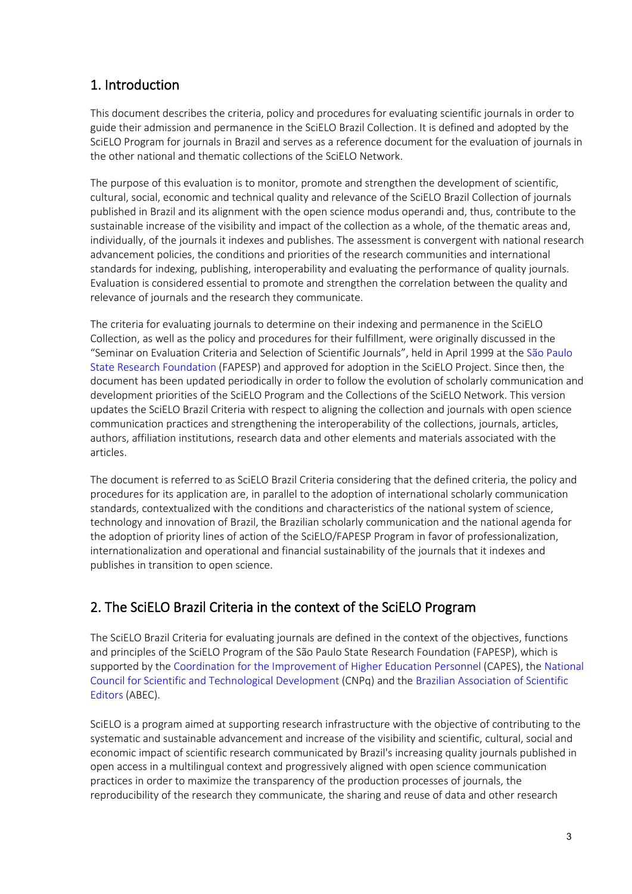## 1. Introduction

This document describes the criteria, policy and procedures for evaluating scientific journals in order to guide their admission and permanence in the SciELO Brazil Collection. It is defined and adopted by the SciELO Program for journals in Brazil and serves as a reference document for the evaluation of journals in the other national and thematic collections of the SciELO Network.

The purpose of this evaluation is to monitor, promote and strengthen the development of scientific, cultural, social, economic and technical quality and relevance of the SciELO Brazil Collection of journals published in Brazil and its alignment with the open science modus operandi and, thus, contribute to the sustainable increase of the visibility and impact of the collection as a whole, of the thematic areas and, individually, of the journals it indexes and publishes. The assessment is convergent with national research advancement policies, the conditions and priorities of the research communities and international standards for indexing, publishing, interoperability and evaluating the performance of quality journals. Evaluation is considered essential to promote and strengthen the correlation between the quality and relevance of journals and the research they communicate.

The criteria for evaluating journals to determine on their indexing and permanence in the SciELO Collection, as well as the policy and procedures for their fulfillment, were originally discussed in the "Seminar on Evaluation Criteria and Selection of Scientific Journals", held in April 1999 at the São Paulo State Research Foundation (FAPESP) and approved for adoption in the SciELO Project. Since then, the document has been updated periodically in order to follow the evolution of scholarly communication and development priorities of the SciELO Program and the Collections of the SciELO Network. This version updates the SciELO Brazil Criteria with respect to aligning the collection and journals with open science communication practices and strengthening the interoperability of the collections, journals, articles, authors, affiliation institutions, research data and other elements and materials associated with the articles.

The document is referred to as SciELO Brazil Criteria considering that the defined criteria, the policy and procedures for its application are, in parallel to the adoption of international scholarly communication standards, contextualized with the conditions and characteristics of the national system of science, technology and innovation of Brazil, the Brazilian scholarly communication and the national agenda for the adoption of priority lines of action of the SciELO/FAPESP Program in favor of professionalization, internationalization and operational and financial sustainability of the journals that it indexes and publishes in transition to open science.

## 2. The SciELO Brazil Criteria in the context of the SciELO Program

The SciELO Brazil Criteria for evaluating journals are defined in the context of the objectives, functions and principles of the SciELO Program of the São Paulo State Research Foundation (FAPESP), which is supported by the Coordination for the Improvement of Higher Education Personnel (CAPES), the National Council for Scientific and Technological Development (CNPq) and the Brazilian Association of Scientific Editors (ABEC).

SciELO is a program aimed at supporting research infrastructure with the objective of contributing to the systematic and sustainable advancement and increase of the visibility and scientific, cultural, social and economic impact of scientific research communicated by Brazil's increasing quality journals published in open access in a multilingual context and progressively aligned with open science communication practices in order to maximize the transparency of the production processes of journals, the reproducibility of the research they communicate, the sharing and reuse of data and other research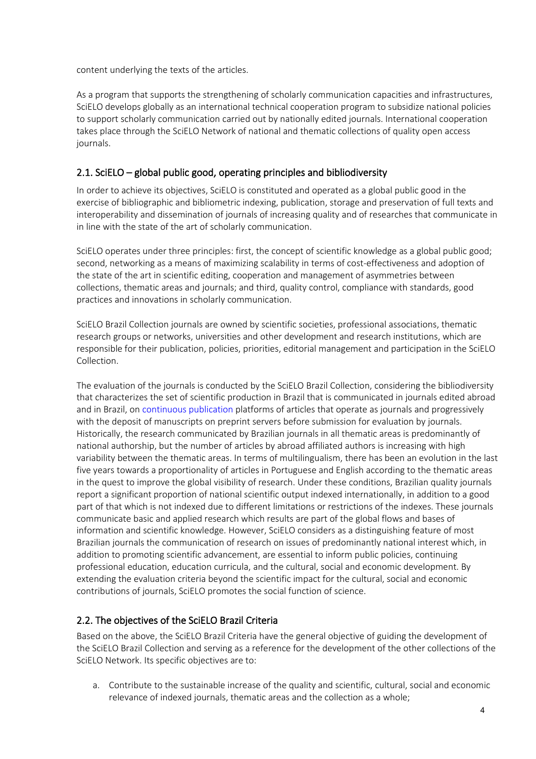content underlying the texts of the articles.

As a program that supports the strengthening of scholarly communication capacities and infrastructures, SciELO develops globally as an international technical cooperation program to subsidize national policies to support scholarly communication carried out by nationally edited journals. International cooperation takes place through the SciELO Network of national and thematic collections of quality open access journals.

## 2.1. SciELO – global public good, operating principles and bibliodiversity

In order to achieve its objectives, SciELO is constituted and operated as a global public good in the exercise of bibliographic and bibliometric indexing, publication, storage and preservation of full texts and interoperability and dissemination of journals of increasing quality and of researches that communicate in in line with the state of the art of scholarly communication.

SciELO operates under three principles: first, the concept of scientific knowledge as a global public good; second, networking as a means of maximizing scalability in terms of cost-effectiveness and adoption of the state of the art in scientific editing, cooperation and management of asymmetries between collections, thematic areas and journals; and third, quality control, compliance with standards, good practices and innovations in scholarly communication.

SciELO Brazil Collection journals are owned by scientific societies, professional associations, thematic research groups or networks, universities and other development and research institutions, which are responsible for their publication, policies, priorities, editorial management and participation in the SciELO Collection.

The evaluation of the journals is conducted by the SciELO Brazil Collection, considering the bibliodiversity that characterizes the set of scientific production in Brazil that is communicated in journals edited abroad and in Brazil, on continuous publication platforms of articles that operate as journals and progressively with the deposit of manuscripts on preprint servers before submission for evaluation by journals. Historically, the research communicated by Brazilian journals in all thematic areas is predominantly of national authorship, but the number of articles by abroad affiliated authors is increasing with high variability between the thematic areas. In terms of multilingualism, there has been an evolution in the last five years towards a proportionality of articles in Portuguese and English according to the thematic areas in the quest to improve the global visibility of research. Under these conditions, Brazilian quality journals report a significant proportion of national scientific output indexed internationally, in addition to a good part of that which is not indexed due to different limitations or restrictions of the indexes. These journals communicate basic and applied research which results are part of the global flows and bases of information and scientific knowledge. However, SciELO considers as a distinguishing feature of most Brazilian journals the communication of research on issues of predominantly national interest which, in addition to promoting scientific advancement, are essential to inform public policies, continuing professional education, education curricula, and the cultural, social and economic development. By extending the evaluation criteria beyond the scientific impact for the cultural, social and economic contributions of journals, SciELO promotes the social function of science.

## 2.2. The objectives of the SciELO Brazil Criteria

Based on the above, the SciELO Brazil Criteria have the general objective of guiding the development of the SciELO Brazil Collection and serving as a reference for the development of the other collections of the SciELO Network. Its specific objectives are to:

a. Contribute to the sustainable increase of the quality and scientific, cultural, social and economic relevance of indexed journals, thematic areas and the collection as a whole;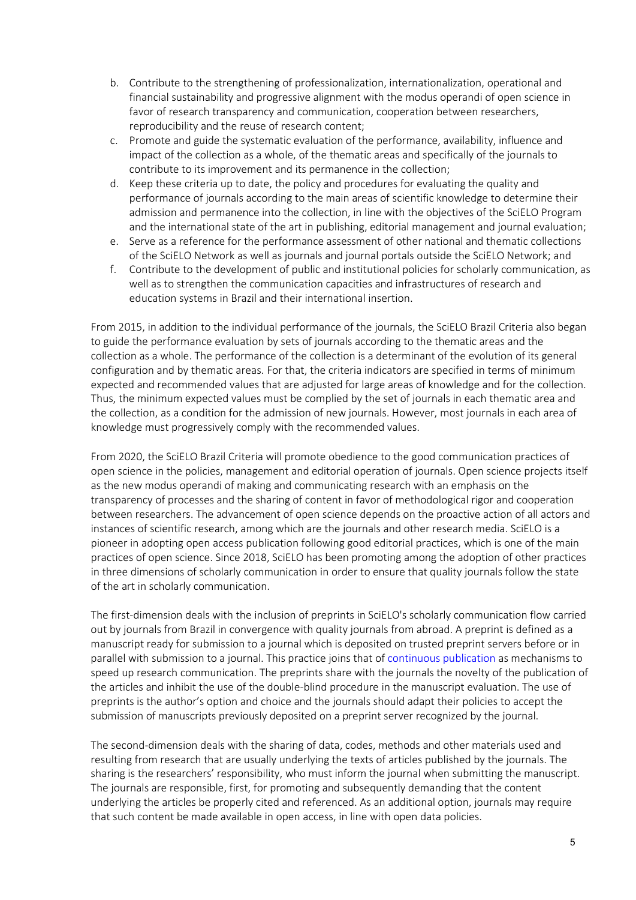b. Contribute to the strengthening of professionalization, internationalization, operational and financial sustainability and progressive alignment with the modus operandi of open science in favor of research transparency and communication, cooperation between researchers, reproducibility and the reuse of research content;
c. Promote and guide the systematic evaluation of the performance, availability, influence and impact of the collection as a whole, of the thematic areas and specifically of the journals to contribute to its improvement and its permanence in the collection;
d. Keep these criteria up to date, the policy and procedures for evaluating the quality and performance of journals according to the main areas of scientific knowledge to determine their admission and permanence into the collection, in line with the objectives of the SciELO Program and the international state of the art in publishing, editorial management and journal evaluation;
e. Serve as a reference for the performance assessment of other national and thematic collections of the SciELO Network as well as journals and journal portals outside the SciELO Network; and
f. Contribute to the development of public and institutional policies for scholarly communication, as well as to strengthen the communication capacities and infrastructures of research and education systems in Brazil and their international insertion.

From 2015, in addition to the individual performance of the journals, the SciELO Brazil Criteria also began to guide the performance evaluation by sets of journals according to the thematic areas and the collection as a whole. The performance of the collection is a determinant of the evolution of its general configuration and by thematic areas. For that, the criteria indicators are specified in terms of minimum expected and recommended values that are adjusted for large areas of knowledge and for the collection. Thus, the minimum expected values must be complied by the set of journals in each thematic area and the collection, as a condition for the admission of new journals. However, most journals in each area of knowledge must progressively comply with the recommended values.

From 2020, the SciELO Brazil Criteria will promote obedience to the good communication practices of open science in the policies, management and editorial operation of journals. Open science projects itself as the new modus operandi of making and communicating research with an emphasis on the transparency of processes and the sharing of content in favor of methodological rigor and cooperation between researchers. The advancement of open science depends on the proactive action of all actors and instances of scientific research, among which are the journals and other research media. SciELO is a pioneer in adopting open access publication following good editorial practices, which is one of the main practices of open science. Since 2018, SciELO has been promoting among the adoption of other practices in three dimensions of scholarly communication in order to ensure that quality journals follow the state of the art in scholarly communication.

The first-dimension deals with the inclusion of preprints in SciELO's scholarly communication flow carried out by journals from Brazil in convergence with quality journals from abroad. A preprint is defined as a manuscript ready for submission to a journal which is deposited on trusted preprint servers before or in parallel with submission to a journal. This practice joins that of continuous publication as mechanisms to speed up research communication. The preprints share with the journals the novelty of the publication of the articles and inhibit the use of the double-blind procedure in the manuscript evaluation. The use of preprints is the author's option and choice and the journals should adapt their policies to accept the submission of manuscripts previously deposited on a preprint server recognized by the journal.

The second-dimension deals with the sharing of data, codes, methods and other materials used and resulting from research that are usually underlying the texts of articles published by the journals. The sharing is the researchers' responsibility, who must inform the journal when submitting the manuscript. The journals are responsible, first, for promoting and subsequently demanding that the content underlying the articles be properly cited and referenced. As an additional option, journals may require that such content be made available in open access, in line with open data policies.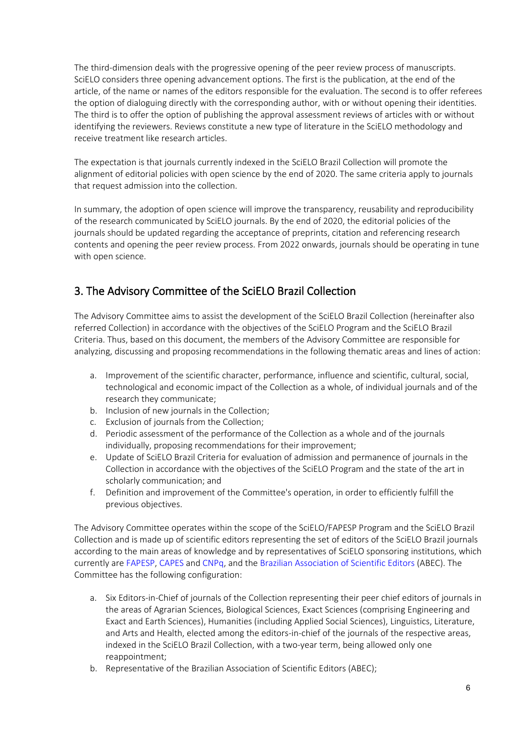The third-dimension deals with the progressive opening of the peer review process of manuscripts. SciELO considers three opening advancement options. The first is the publication, at the end of the article, of the name or names of the editors responsible for the evaluation. The second is to offer referees the option of dialoguing directly with the corresponding author, with or without opening their identities. The third is to offer the option of publishing the approval assessment reviews of articles with or without identifying the reviewers. Reviews constitute a new type of literature in the SciELO methodology and receive treatment like research articles.

The expectation is that journals currently indexed in the SciELO Brazil Collection will promote the alignment of editorial policies with open science by the end of 2020. The same criteria apply to journals that request admission into the collection.

In summary, the adoption of open science will improve the transparency, reusability and reproducibility of the research communicated by SciELO journals. By the end of 2020, the editorial policies of the journals should be updated regarding the acceptance of preprints, citation and referencing research contents and opening the peer review process. From 2022 onwards, journals should be operating in tune with open science.

## 3. The Advisory Committee of the SciELO Brazil Collection

The Advisory Committee aims to assist the development of the SciELO Brazil Collection (hereinafter also referred Collection) in accordance with the objectives of the SciELO Program and the SciELO Brazil Criteria. Thus, based on this document, the members of the Advisory Committee are responsible for analyzing, discussing and proposing recommendations in the following thematic areas and lines of action:

a. Improvement of the scientific character, performance, influence and scientific, cultural, social, technological and economic impact of the Collection as a whole, of individual journals and of the research they communicate;
b. Inclusion of new journals in the Collection;
c. Exclusion of journals from the Collection;
d. Periodic assessment of the performance of the Collection as a whole and of the journals individually, proposing recommendations for their improvement;
e. Update of SciELO Brazil Criteria for evaluation of admission and permanence of journals in the Collection in accordance with the objectives of the SciELO Program and the state of the art in scholarly communication; and
f. Definition and improvement of the Committee's operation, in order to efficiently fulfill the previous objectives.

The Advisory Committee operates within the scope of the SciELO/FAPESP Program and the SciELO Brazil Collection and is made up of scientific editors representing the set of editors of the SciELO Brazil journals according to the main areas of knowledge and by representatives of SciELO sponsoring institutions, which currently are FAPESP, CAPES and CNPq, and the Brazilian Association of Scientific Editors (ABEC). The Committee has the following configuration:

a. Six Editors-in-Chief of journals of the Collection representing their peer chief editors of journals in the areas of Agrarian Sciences, Biological Sciences, Exact Sciences (comprising Engineering and Exact and Earth Sciences), Humanities (including Applied Social Sciences), Linguistics, Literature, and Arts and Health, elected among the editors-in-chief of the journals of the respective areas, indexed in the SciELO Brazil Collection, with a two-year term, being allowed only one reappointment;
b. Representative of the Brazilian Association of Scientific Editors (ABEC);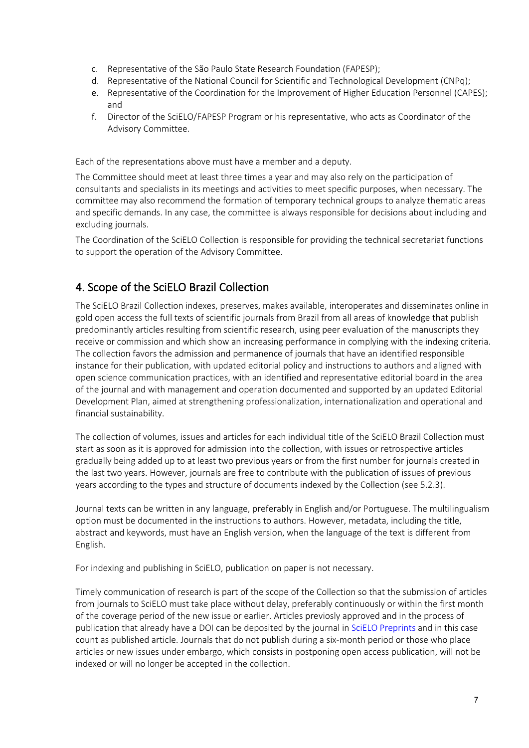c. Representative of the São Paulo State Research Foundation (FAPESP);
d. Representative of the National Council for Scientific and Technological Development (CNPq);
e. Representative of the Coordination for the Improvement of Higher Education Personnel (CAPES); and
f. Director of the SciELO/FAPESP Program or his representative, who acts as Coordinator of the Advisory Committee.

Each of the representations above must have a member and a deputy.

The Committee should meet at least three times a year and may also rely on the participation of consultants and specialists in its meetings and activities to meet specific purposes, when necessary. The committee may also recommend the formation of temporary technical groups to analyze thematic areas and specific demands. In any case, the committee is always responsible for decisions about including and excluding journals.

The Coordination of the SciELO Collection is responsible for providing the technical secretariat functions to support the operation of the Advisory Committee.

## 4. Scope of the SciELO Brazil Collection

The SciELO Brazil Collection indexes, preserves, makes available, interoperates and disseminates online in gold open access the full texts of scientific journals from Brazil from all areas of knowledge that publish predominantly articles resulting from scientific research, using peer evaluation of the manuscripts they receive or commission and which show an increasing performance in complying with the indexing criteria. The collection favors the admission and permanence of journals that have an identified responsible instance for their publication, with updated editorial policy and instructions to authors and aligned with open science communication practices, with an identified and representative editorial board in the area of the journal and with management and operation documented and supported by an updated Editorial Development Plan, aimed at strengthening professionalization, internationalization and operational and financial sustainability.

The collection of volumes, issues and articles for each individual title of the SciELO Brazil Collection must start as soon as it is approved for admission into the collection, with issues or retrospective articles gradually being added up to at least two previous years or from the first number for journals created in the last two years. However, journals are free to contribute with the publication of issues of previous years according to the types and structure of documents indexed by the Collection (see 5.2.3).

Journal texts can be written in any language, preferably in English and/or Portuguese. The multilingualism option must be documented in the instructions to authors. However, metadata, including the title, abstract and keywords, must have an English version, when the language of the text is different from English.

For indexing and publishing in SciELO, publication on paper is not necessary.

Timely communication of research is part of the scope of the Collection so that the submission of articles from journals to SciELO must take place without delay, preferably continuously or within the first month of the coverage period of the new issue or earlier. Articles previously approved and in the process of publication that already have a DOI can be deposited by the journal in SciELO Preprints and in this case count as published article. Journals that do not publish during a six-month period or those who place articles or new issues under embargo, which consists in postponing open access publication, will not be indexed or will no longer be accepted in the collection.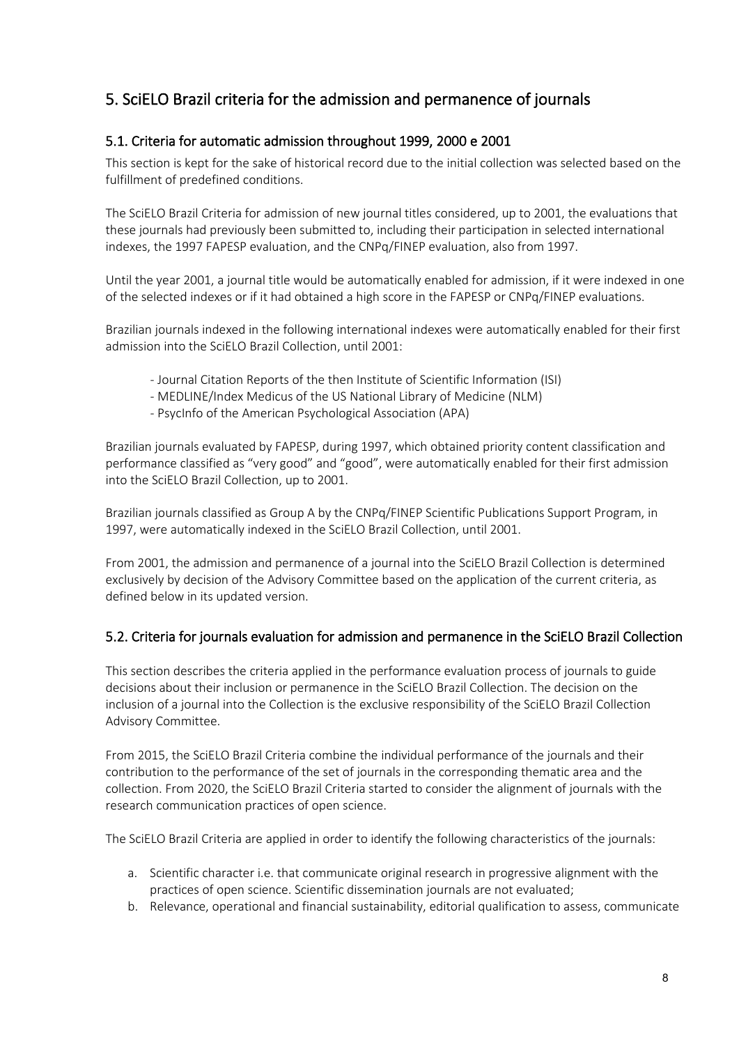## 5. SciELO Brazil criteria for the admission and permanence of journals

### 5.1. Criteria for automatic admission throughout 1999, 2000 e 2001

This section is kept for the sake of historical record due to the initial collection was selected based on the fulfillment of predefined conditions.

The SciELO Brazil Criteria for admission of new journal titles considered, up to 2001, the evaluations that these journals had previously been submitted to, including their participation in selected international indexes, the 1997 FAPESP evaluation, and the CNPq/FINEP evaluation, also from 1997.

Until the year 2001, a journal title would be automatically enabled for admission, if it were indexed in one of the selected indexes or if it had obtained a high score in the FAPESP or CNPq/FINEP evaluations.

Brazilian journals indexed in the following international indexes were automatically enabled for their first admission into the SciELO Brazil Collection, until 2001:

- Journal Citation Reports of the then Institute of Scientific Information (ISI)
- MEDLINE/Index Medicus of the US National Library of Medicine (NLM)
- PsycInfo of the American Psychological Association (APA)

Brazilian journals evaluated by FAPESP, during 1997, which obtained priority content classification and performance classified as "very good" and "good", were automatically enabled for their first admission into the SciELO Brazil Collection, up to 2001.

Brazilian journals classified as Group A by the CNPq/FINEP Scientific Publications Support Program, in 1997, were automatically indexed in the SciELO Brazil Collection, until 2001.

From 2001, the admission and permanence of a journal into the SciELO Brazil Collection is determined exclusively by decision of the Advisory Committee based on the application of the current criteria, as defined below in its updated version.

### 5.2. Criteria for journals evaluation for admission and permanence in the SciELO Brazil Collection

This section describes the criteria applied in the performance evaluation process of journals to guide decisions about their inclusion or permanence in the SciELO Brazil Collection. The decision on the inclusion of a journal into the Collection is the exclusive responsibility of the SciELO Brazil Collection Advisory Committee.

From 2015, the SciELO Brazil Criteria combine the individual performance of the journals and their contribution to the performance of the set of journals in the corresponding thematic area and the collection. From 2020, the SciELO Brazil Criteria started to consider the alignment of journals with the research communication practices of open science.

The SciELO Brazil Criteria are applied in order to identify the following characteristics of the journals:

a. Scientific character i.e. that communicate original research in progressive alignment with the practices of open science. Scientific dissemination journals are not evaluated;
b. Relevance, operational and financial sustainability, editorial qualification to assess, communicate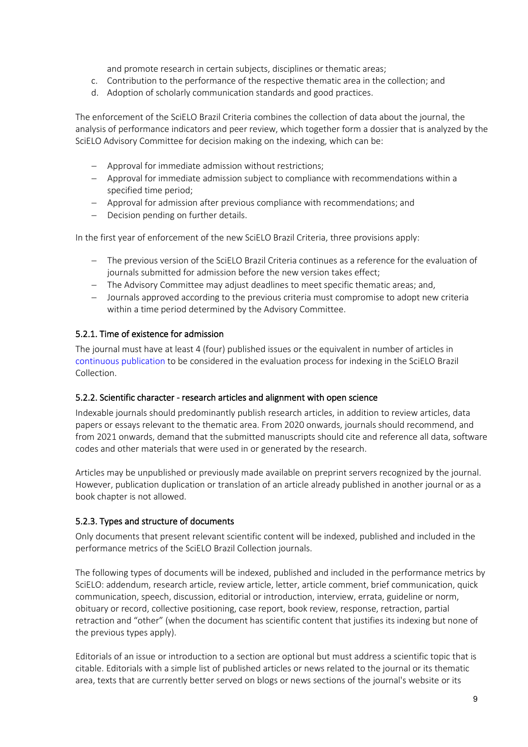and promote research in certain subjects, disciplines or thematic areas;

c. Contribution to the performance of the respective thematic area in the collection; and
d. Adoption of scholarly communication standards and good practices.

The enforcement of the SciELO Brazil Criteria combines the collection of data about the journal, the analysis of performance indicators and peer review, which together form a dossier that is analyzed by the SciELO Advisory Committee for decision making on the indexing, which can be:

- Approval for immediate admission without restrictions;
- Approval for immediate admission subject to compliance with recommendations within a specified time period;
- Approval for admission after previous compliance with recommendations; and
- Decision pending on further details.

In the first year of enforcement of the new SciELO Brazil Criteria, three provisions apply:

- The previous version of the SciELO Brazil Criteria continues as a reference for the evaluation of journals submitted for admission before the new version takes effect;
- The Advisory Committee may adjust deadlines to meet specific thematic areas; and,
- Journals approved according to the previous criteria must compromise to adopt new criteria within a time period determined by the Advisory Committee.

### 5.2.1. Time of existence for admission

The journal must have at least 4 (four) published issues or the equivalent in number of articles in continuous publication to be considered in the evaluation process for indexing in the SciELO Brazil Collection.

### 5.2.2. Scientific character - research articles and alignment with open science

Indexable journals should predominantly publish research articles, in addition to review articles, data papers or essays relevant to the thematic area. From 2020 onwards, journals should recommend, and from 2021 onwards, demand that the submitted manuscripts should cite and reference all data, software codes and other materials that were used in or generated by the research.

Articles may be unpublished or previously made available on preprint servers recognized by the journal. However, publication duplication or translation of an article already published in another journal or as a book chapter is not allowed.

### 5.2.3. Types and structure of documents

Only documents that present relevant scientific content will be indexed, published and included in the performance metrics of the SciELO Brazil Collection journals.

The following types of documents will be indexed, published and included in the performance metrics by SciELO: addendum, research article, review article, letter, article comment, brief communication, quick communication, speech, discussion, editorial or introduction, interview, errata, guideline or norm, obituary or record, collective positioning, case report, book review, response, retraction, partial retraction and "other" (when the document has scientific content that justifies its indexing but none of the previous types apply).

Editorials of an issue or introduction to a section are optional but must address a scientific topic that is citable. Editorials with a simple list of published articles or news related to the journal or its thematic area, texts that are currently better served on blogs or news sections of the journal's website or its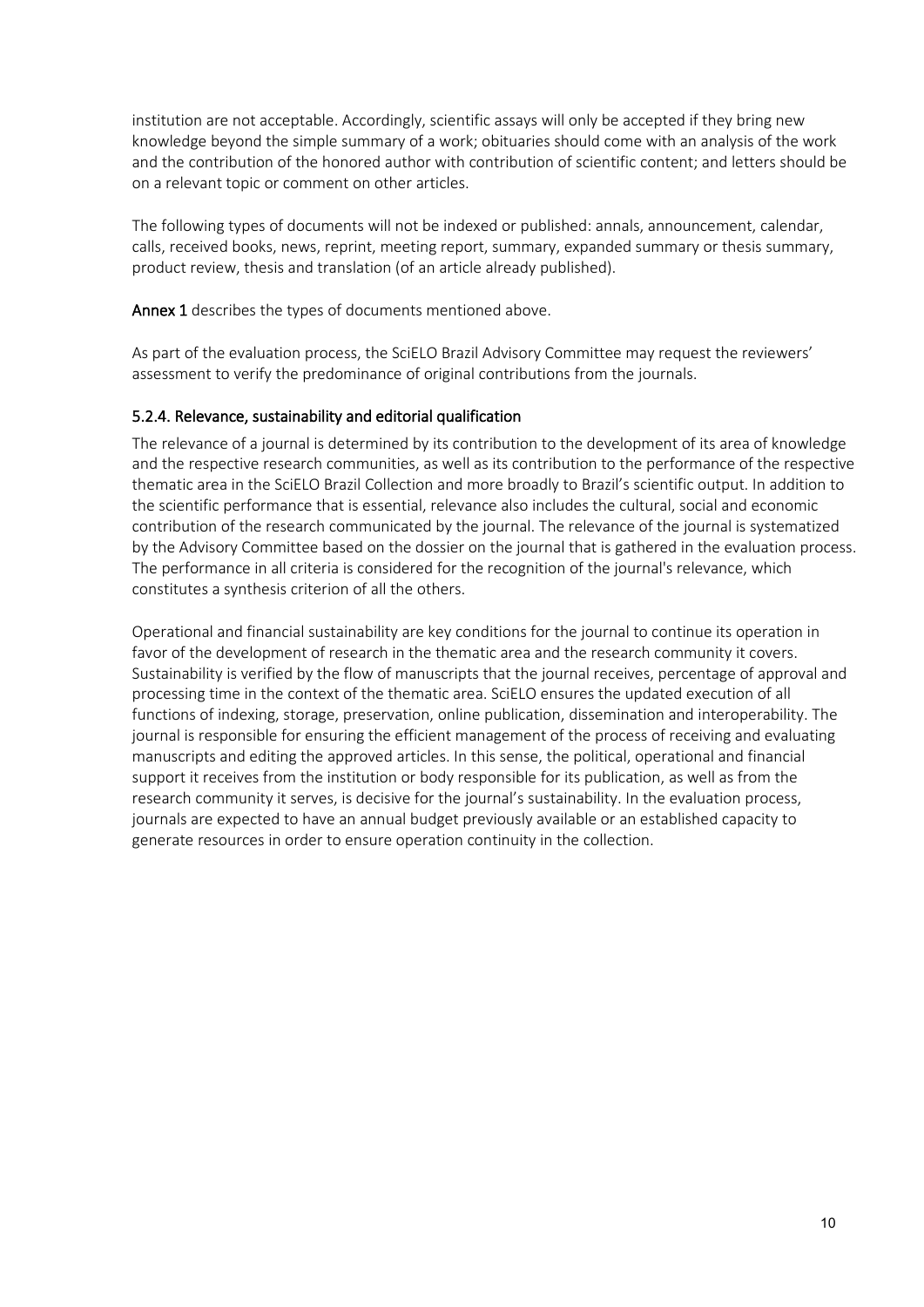institution are not acceptable. Accordingly, scientific assays will only be accepted if they bring new knowledge beyond the simple summary of a work; obituaries should come with an analysis of the work and the contribution of the honored author with contribution of scientific content; and letters should be on a relevant topic or comment on other articles.

The following types of documents will not be indexed or published: annals, announcement, calendar, calls, received books, news, reprint, meeting report, summary, expanded summary or thesis summary, product review, thesis and translation (of an article already published).

**Annex 1** describes the types of documents mentioned above.

As part of the evaluation process, the SciELO Brazil Advisory Committee may request the reviewers' assessment to verify the predominance of original contributions from the journals.

### 5.2.4. Relevance, sustainability and editorial qualification

The relevance of a journal is determined by its contribution to the development of its area of knowledge and the respective research communities, as well as its contribution to the performance of the respective thematic area in the SciELO Brazil Collection and more broadly to Brazil's scientific output. In addition to the scientific performance that is essential, relevance also includes the cultural, social and economic contribution of the research communicated by the journal. The relevance of the journal is systematized by the Advisory Committee based on the dossier on the journal that is gathered in the evaluation process. The performance in all criteria is considered for the recognition of the journal's relevance, which constitutes a synthesis criterion of all the others.

Operational and financial sustainability are key conditions for the journal to continue its operation in favor of the development of research in the thematic area and the research community it covers. Sustainability is verified by the flow of manuscripts that the journal receives, percentage of approval and processing time in the context of the thematic area. SciELO ensures the updated execution of all functions of indexing, storage, preservation, online publication, dissemination and interoperability. The journal is responsible for ensuring the efficient management of the process of receiving and evaluating manuscripts and editing the approved articles. In this sense, the political, operational and financial support it receives from the institution or body responsible for its publication, as well as from the research community it serves, is decisive for the journal's sustainability. In the evaluation process, journals are expected to have an annual budget previously available or an established capacity to generate resources in order to ensure operation continuity in the collection.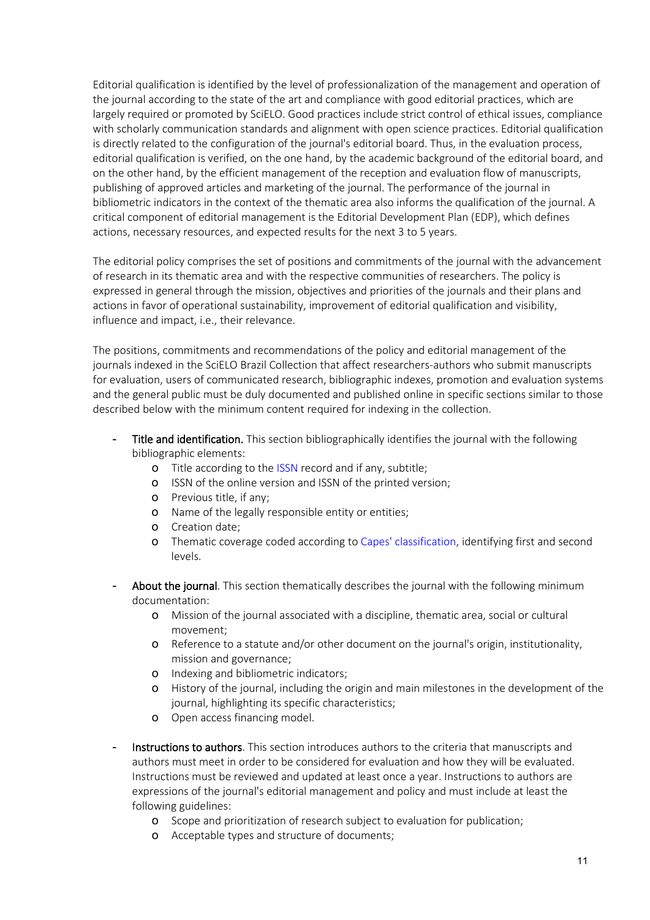Editorial qualification is identified by the level of professionalization of the management and operation of the journal according to the state of the art and compliance with good editorial practices, which are largely required or promoted by SciELO. Good practices include strict control of ethical issues, compliance with scholarly communication standards and alignment with open science practices. Editorial qualification is directly related to the configuration of the journal's editorial board. Thus, in the evaluation process, editorial qualification is verified, on the one hand, by the academic background of the editorial board, and on the other hand, by the efficient management of the reception and evaluation flow of manuscripts, publishing of approved articles and marketing of the journal. The performance of the journal in bibliometric indicators in the context of the thematic area also informs the qualification of the journal. A critical component of editorial management is the Editorial Development Plan (EDP), which defines actions, necessary resources, and expected results for the next 3 to 5 years.

The editorial policy comprises the set of positions and commitments of the journal with the advancement of research in its thematic area and with the respective communities of researchers. The policy is expressed in general through the mission, objectives and priorities of the journals and their plans and actions in favor of operational sustainability, improvement of editorial qualification and visibility, influence and impact, i.e., their relevance.

The positions, commitments and recommendations of the policy and editorial management of the journals indexed in the SciELO Brazil Collection that affect researchers-authors who submit manuscripts for evaluation, users of communicated research, bibliographic indexes, promotion and evaluation systems and the general public must be duly documented and published online in specific sections similar to those described below with the minimum content required for indexing in the collection.

- **Title and identification.** This section bibliographically identifies the journal with the following bibliographic elements:
  - Title according to the ISSN record and if any, subtitle;
  - ISSN of the online version and ISSN of the printed version;
  - Previous title, if any;
  - Name of the legally responsible entity or entities;
  - Creation date;
  - Thematic coverage coded according to Capes' classification, identifying first and second levels.

- **About the journal**. This section thematically describes the journal with the following minimum documentation:
  - Mission of the journal associated with a discipline, thematic area, social or cultural movement;
  - Reference to a statute and/or other document on the journal's origin, institutionality, mission and governance;
  - Indexing and bibliometric indicators;
  - History of the journal, including the origin and main milestones in the development of the journal, highlighting its specific characteristics;
  - Open access financing model.

- **Instructions to authors**. This section introduces authors to the criteria that manuscripts and authors must meet in order to be considered for evaluation and how they will be evaluated. Instructions must be reviewed and updated at least once a year. Instructions to authors are expressions of the journal's editorial management and policy and must include at least the following guidelines:
  - Scope and prioritization of research subject to evaluation for publication;
  - Acceptable types and structure of documents;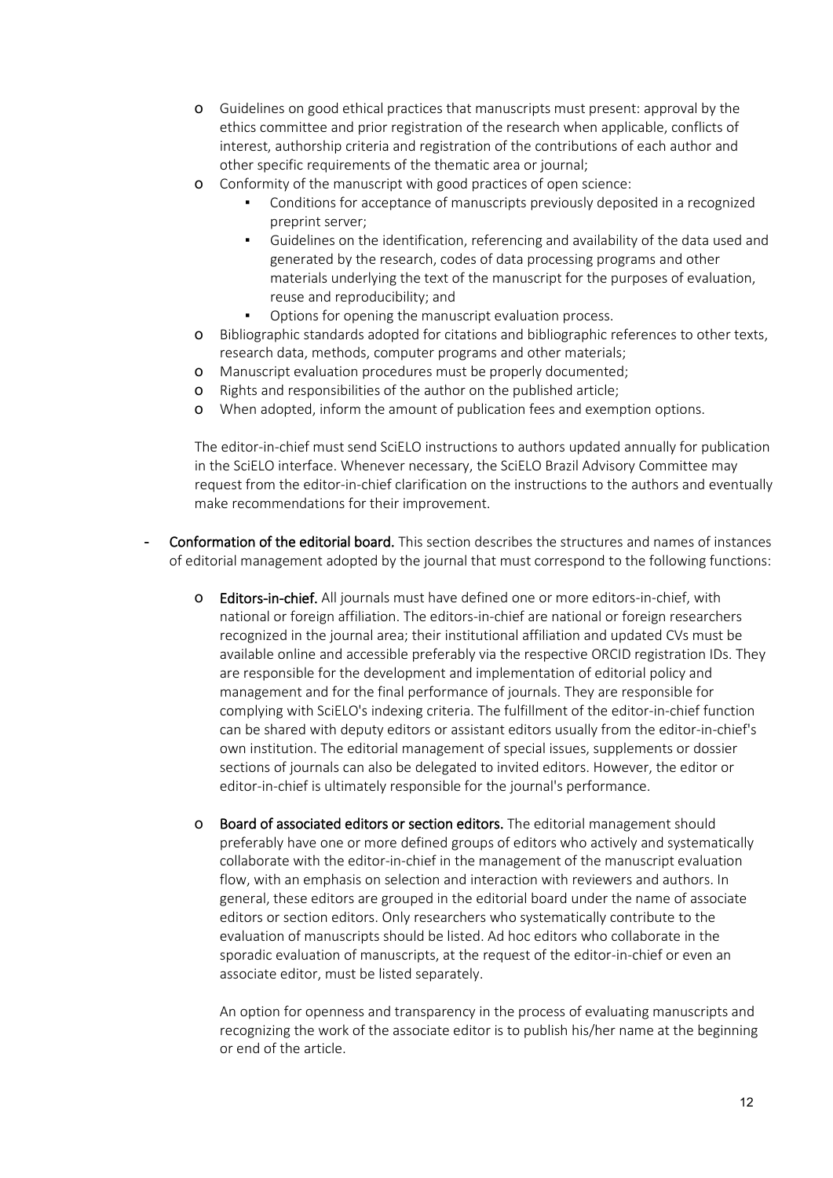- Guidelines on good ethical practices that manuscripts must present: approval by the ethics committee and prior registration of the research when applicable, conflicts of interest, authorship criteria and registration of the contributions of each author and other specific requirements of the thematic area or journal;
- Conformity of the manuscript with good practices of open science:
  - Conditions for acceptance of manuscripts previously deposited in a recognized preprint server;
  - Guidelines on the identification, referencing and availability of the data used and generated by the research, codes of data processing programs and other materials underlying the text of the manuscript for the purposes of evaluation, reuse and reproducibility; and
  - Options for opening the manuscript evaluation process.
- Bibliographic standards adopted for citations and bibliographic references to other texts, research data, methods, computer programs and other materials;
- Manuscript evaluation procedures must be properly documented;
- Rights and responsibilities of the author on the published article;
- When adopted, inform the amount of publication fees and exemption options.

The editor-in-chief must send SciELO instructions to authors updated annually for publication in the SciELO interface. Whenever necessary, the SciELO Brazil Advisory Committee may request from the editor-in-chief clarification on the instructions to the authors and eventually make recommendations for their improvement.

- **Conformation of the editorial board.** This section describes the structures and names of instances of editorial management adopted by the journal that must correspond to the following functions:

  - **Editors-in-chief.** All journals must have defined one or more editors-in-chief, with national or foreign affiliation. The editors-in-chief are national or foreign researchers recognized in the journal area; their institutional affiliation and updated CVs must be available online and accessible preferably via the respective ORCID registration IDs. They are responsible for the development and implementation of editorial policy and management and for the final performance of journals. They are responsible for complying with SciELO's indexing criteria. The fulfillment of the editor-in-chief function can be shared with deputy editors or assistant editors usually from the editor-in-chief's own institution. The editorial management of special issues, supplements or dossier sections of journals can also be delegated to invited editors. However, the editor or editor-in-chief is ultimately responsible for the journal's performance.

  - **Board of associated editors or section editors.** The editorial management should preferably have one or more defined groups of editors who actively and systematically collaborate with the editor-in-chief in the management of the manuscript evaluation flow, with an emphasis on selection and interaction with reviewers and authors. In general, these editors are grouped in the editorial board under the name of associate editors or section editors. Only researchers who systematically contribute to the evaluation of manuscripts should be listed. Ad hoc editors who collaborate in the sporadic evaluation of manuscripts, at the request of the editor-in-chief or even an associate editor, must be listed separately.

    An option for openness and transparency in the process of evaluating manuscripts and recognizing the work of the associate editor is to publish his/her name at the beginning or end of the article.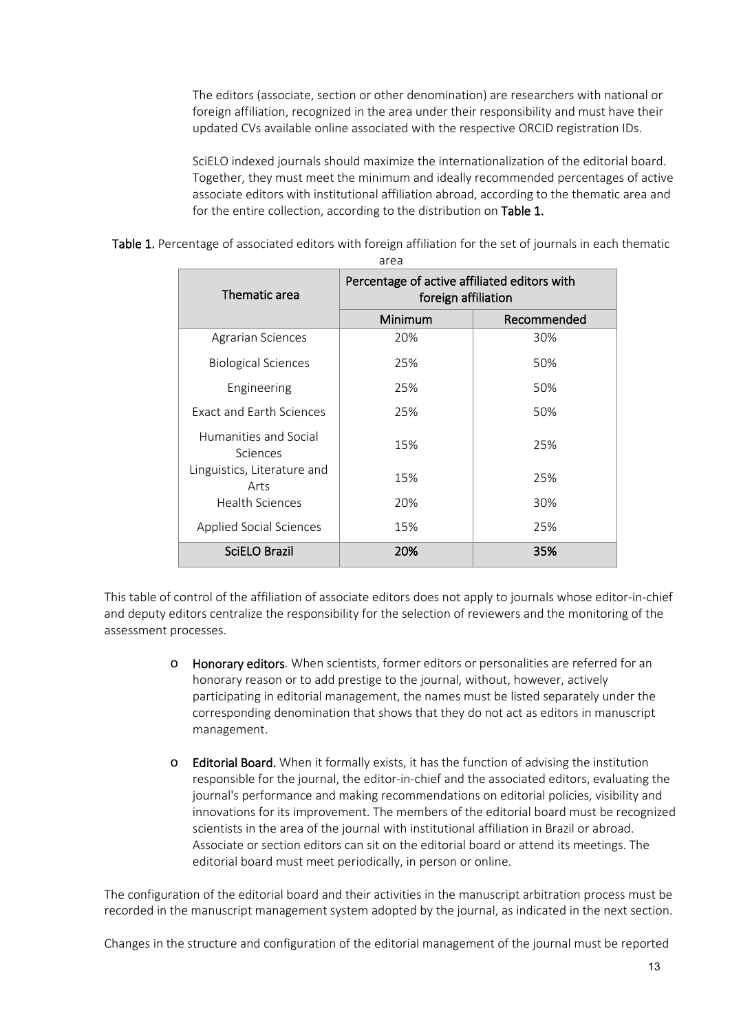The editors (associate, section or other denomination) are researchers with national or foreign affiliation, recognized in the area under their responsibility and must have their updated CVs available online associated with the respective ORCID registration IDs.

SciELO indexed journals should maximize the internationalization of the editorial board. Together, they must meet the minimum and ideally recommended percentages of active associate editors with institutional affiliation abroad, according to the thematic area and for the entire collection, according to the distribution on **Table 1.**

**Table 1.** Percentage of associated editors with foreign affiliation for the set of journals in each thematic area

| Thematic area | Percentage of active affiliated editors with foreign affiliation | |
|---|---|---|
| | Minimum | Recommended |
| Agrarian Sciences | 20% | 30% |
| Biological Sciences | 25% | 50% |
| Engineering | 25% | 50% |
| Exact and Earth Sciences | 25% | 50% |
| Humanities and Social Sciences | 15% | 25% |
| Linguistics, Literature and Arts | 15% | 25% |
| Health Sciences | 20% | 30% |
| Applied Social Sciences | 15% | 25% |
| **SciELO Brazil** | **20%** | **35%** |

This table of control of the affiliation of associate editors does not apply to journals whose editor-in-chief and deputy editors centralize the responsibility for the selection of reviewers and the monitoring of the assessment processes.

- **Honorary editors**. When scientists, former editors or personalities are referred for an honorary reason or to add prestige to the journal, without, however, actively participating in editorial management, the names must be listed separately under the corresponding denomination that shows that they do not act as editors in manuscript management.

- **Editorial Board.** When it formally exists, it has the function of advising the institution responsible for the journal, the editor-in-chief and the associated editors, evaluating the journal's performance and making recommendations on editorial policies, visibility and innovations for its improvement. The members of the editorial board must be recognized scientists in the area of the journal with institutional affiliation in Brazil or abroad. Associate or section editors can sit on the editorial board or attend its meetings. The editorial board must meet periodically, in person or online.

The configuration of the editorial board and their activities in the manuscript arbitration process must be recorded in the manuscript management system adopted by the journal, as indicated in the next section.

Changes in the structure and configuration of the editorial management of the journal must be reported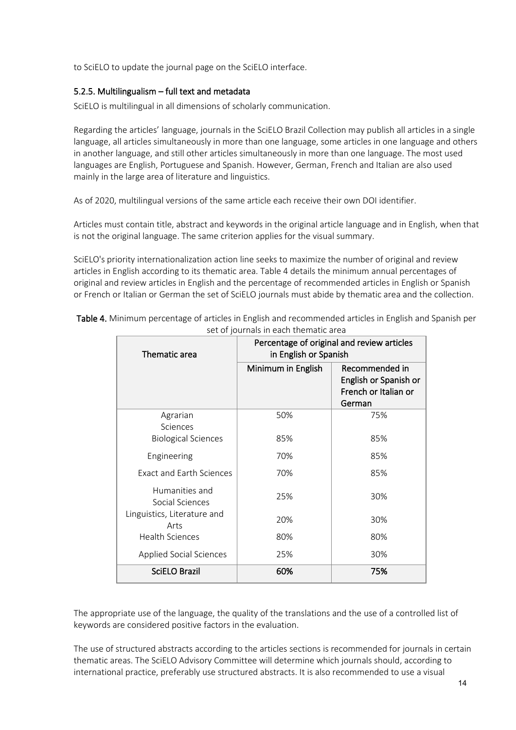to SciELO to update the journal page on the SciELO interface.

### 5.2.5. Multilingualism – full text and metadata

SciELO is multilingual in all dimensions of scholarly communication.

Regarding the articles' language, journals in the SciELO Brazil Collection may publish all articles in a single language, all articles simultaneously in more than one language, some articles in one language and others in another language, and still other articles simultaneously in more than one language. The most used languages are English, Portuguese and Spanish. However, German, French and Italian are also used mainly in the large area of literature and linguistics.

As of 2020, multilingual versions of the same article each receive their own DOI identifier.

Articles must contain title, abstract and keywords in the original article language and in English, when that is not the original language. The same criterion applies for the visual summary.

SciELO's priority internationalization action line seeks to maximize the number of original and review articles in English according to its thematic area. Table 4 details the minimum annual percentages of original and review articles in English and the percentage of recommended articles in English or Spanish or French or Italian or German the set of SciELO journals must abide by thematic area and the collection.

**Table 4.** Minimum percentage of articles in English and recommended articles in English and Spanish per set of journals in each thematic area

| Thematic area | Percentage of original and review articles in English or Spanish | |
|---|---|---|
| | Minimum in English | Recommended in English or Spanish or French or Italian or German |
| Agrarian Sciences | 50% | 75% |
| Biological Sciences | 85% | 85% |
| Engineering | 70% | 85% |
| Exact and Earth Sciences | 70% | 85% |
| Humanities and Social Sciences | 25% | 30% |
| Linguistics, Literature and Arts | 20% | 30% |
| Health Sciences | 80% | 80% |
| Applied Social Sciences | 25% | 30% |
| **SciELO Brazil** | **60%** | **75%** |

The appropriate use of the language, the quality of the translations and the use of a controlled list of keywords are considered positive factors in the evaluation.

The use of structured abstracts according to the articles sections is recommended for journals in certain thematic areas. The SciELO Advisory Committee will determine which journals should, according to international practice, preferably use structured abstracts. It is also recommended to use a visual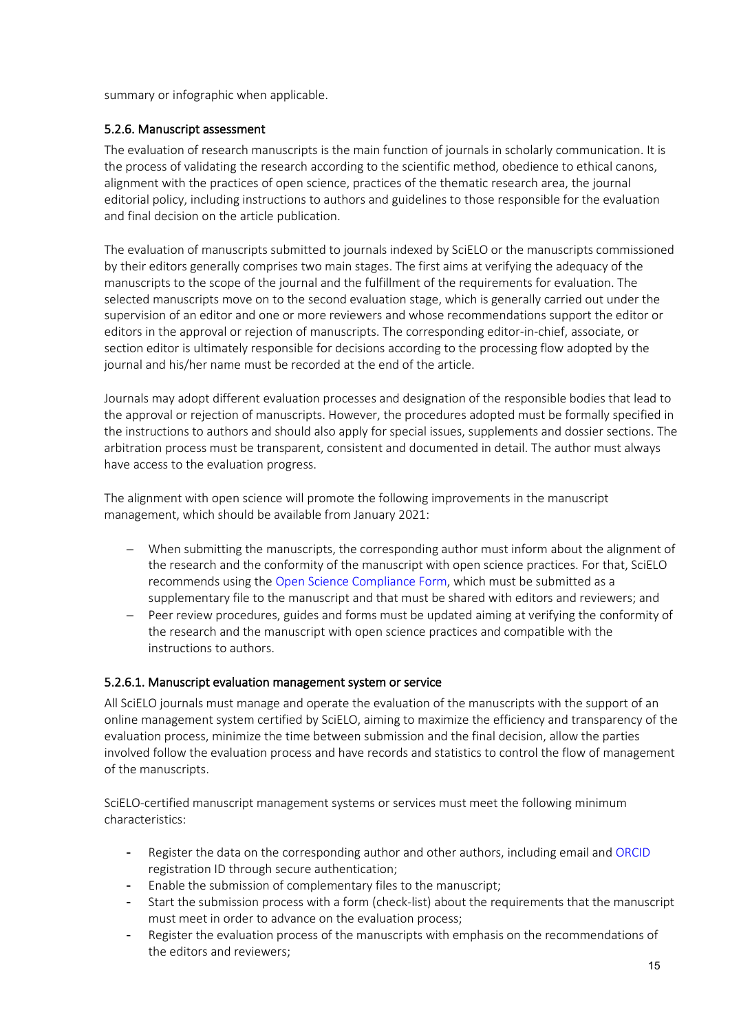summary or infographic when applicable.

### 5.2.6. Manuscript assessment

The evaluation of research manuscripts is the main function of journals in scholarly communication. It is the process of validating the research according to the scientific method, obedience to ethical canons, alignment with the practices of open science, practices of the thematic research area, the journal editorial policy, including instructions to authors and guidelines to those responsible for the evaluation and final decision on the article publication.

The evaluation of manuscripts submitted to journals indexed by SciELO or the manuscripts commissioned by their editors generally comprises two main stages. The first aims at verifying the adequacy of the manuscripts to the scope of the journal and the fulfillment of the requirements for evaluation. The selected manuscripts move on to the second evaluation stage, which is generally carried out under the supervision of an editor and one or more reviewers and whose recommendations support the editor or editors in the approval or rejection of manuscripts. The corresponding editor-in-chief, associate, or section editor is ultimately responsible for decisions according to the processing flow adopted by the journal and his/her name must be recorded at the end of the article.

Journals may adopt different evaluation processes and designation of the responsible bodies that lead to the approval or rejection of manuscripts. However, the procedures adopted must be formally specified in the instructions to authors and should also apply for special issues, supplements and dossier sections. The arbitration process must be transparent, consistent and documented in detail. The author must always have access to the evaluation progress.

The alignment with open science will promote the following improvements in the manuscript management, which should be available from January 2021:

- When submitting the manuscripts, the corresponding author must inform about the alignment of the research and the conformity of the manuscript with open science practices. For that, SciELO recommends using the Open Science Compliance Form, which must be submitted as a supplementary file to the manuscript and that must be shared with editors and reviewers; and
- Peer review procedures, guides and forms must be updated aiming at verifying the conformity of the research and the manuscript with open science practices and compatible with the instructions to authors.

#### 5.2.6.1. Manuscript evaluation management system or service

All SciELO journals must manage and operate the evaluation of the manuscripts with the support of an online management system certified by SciELO, aiming to maximize the efficiency and transparency of the evaluation process, minimize the time between submission and the final decision, allow the parties involved follow the evaluation process and have records and statistics to control the flow of management of the manuscripts.

SciELO-certified manuscript management systems or services must meet the following minimum characteristics:

- Register the data on the corresponding author and other authors, including email and ORCID registration ID through secure authentication;
- Enable the submission of complementary files to the manuscript;
- Start the submission process with a form (check-list) about the requirements that the manuscript must meet in order to advance on the evaluation process;
- Register the evaluation process of the manuscripts with emphasis on the recommendations of the editors and reviewers;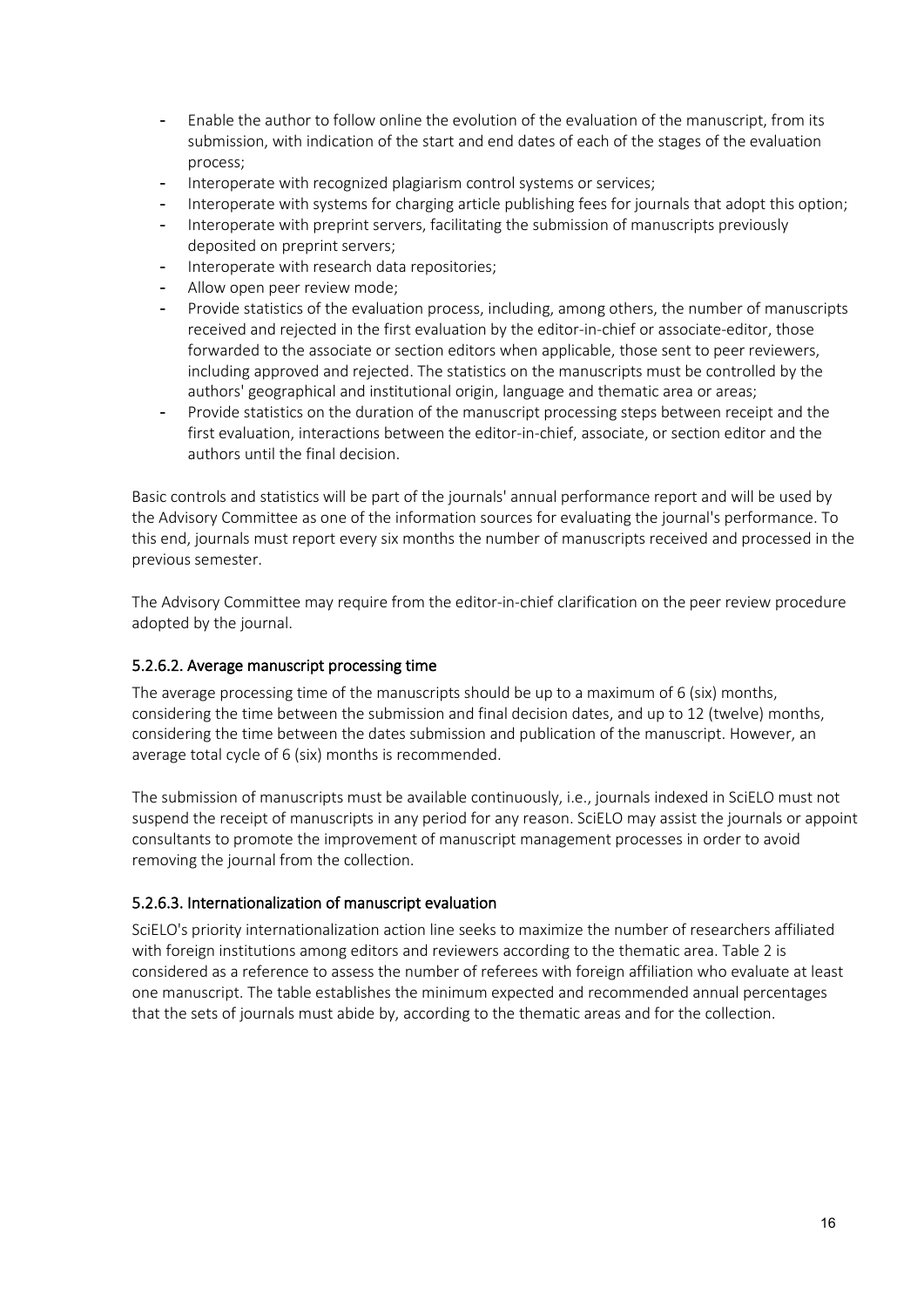- Enable the author to follow online the evolution of the evaluation of the manuscript, from its submission, with indication of the start and end dates of each of the stages of the evaluation process;
- Interoperate with recognized plagiarism control systems or services;
- Interoperate with systems for charging article publishing fees for journals that adopt this option;
- Interoperate with preprint servers, facilitating the submission of manuscripts previously deposited on preprint servers;
- Interoperate with research data repositories;
- Allow open peer review mode;
- Provide statistics of the evaluation process, including, among others, the number of manuscripts received and rejected in the first evaluation by the editor-in-chief or associate-editor, those forwarded to the associate or section editors when applicable, those sent to peer reviewers, including approved and rejected. The statistics on the manuscripts must be controlled by the authors' geographical and institutional origin, language and thematic area or areas;
- Provide statistics on the duration of the manuscript processing steps between receipt and the first evaluation, interactions between the editor-in-chief, associate, or section editor and the authors until the final decision.

Basic controls and statistics will be part of the journals' annual performance report and will be used by the Advisory Committee as one of the information sources for evaluating the journal's performance. To this end, journals must report every six months the number of manuscripts received and processed in the previous semester.

The Advisory Committee may require from the editor-in-chief clarification on the peer review procedure adopted by the journal.

#### 5.2.6.2. Average manuscript processing time

The average processing time of the manuscripts should be up to a maximum of 6 (six) months, considering the time between the submission and final decision dates, and up to 12 (twelve) months, considering the time between the dates submission and publication of the manuscript. However, an average total cycle of 6 (six) months is recommended.

The submission of manuscripts must be available continuously, i.e., journals indexed in SciELO must not suspend the receipt of manuscripts in any period for any reason. SciELO may assist the journals or appoint consultants to promote the improvement of manuscript management processes in order to avoid removing the journal from the collection.

#### 5.2.6.3. Internationalization of manuscript evaluation

SciELO's priority internationalization action line seeks to maximize the number of researchers affiliated with foreign institutions among editors and reviewers according to the thematic area. Table 2 is considered as a reference to assess the number of referees with foreign affiliation who evaluate at least one manuscript. The table establishes the minimum expected and recommended annual percentages that the sets of journals must abide by, according to the thematic areas and for the collection.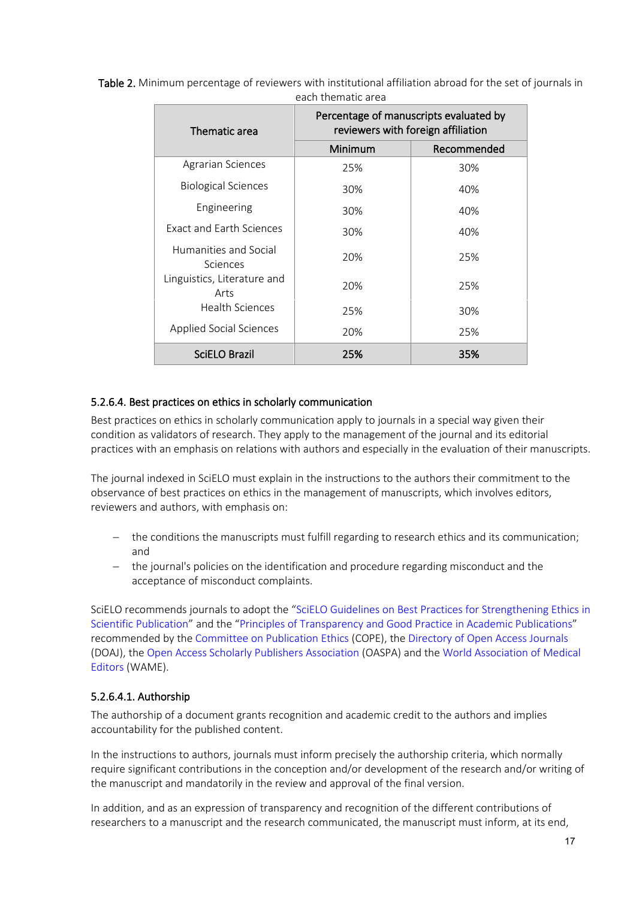**Table 2.** Minimum percentage of reviewers with institutional affiliation abroad for the set of journals in each thematic area

| Thematic area | Percentage of manuscripts evaluated by reviewers with foreign affiliation | |
|---|---|---|
| | Minimum | Recommended |
| Agrarian Sciences | 25% | 30% |
| Biological Sciences | 30% | 40% |
| Engineering | 30% | 40% |
| Exact and Earth Sciences | 30% | 40% |
| Humanities and Social Sciences | 20% | 25% |
| Linguistics, Literature and Arts | 20% | 25% |
| Health Sciences | 25% | 30% |
| Applied Social Sciences | 20% | 25% |
| **SciELO Brazil** | **25%** | **35%** |

### 5.2.6.4. Best practices on ethics in scholarly communication

Best practices on ethics in scholarly communication apply to journals in a special way given their condition as validators of research. They apply to the management of the journal and its editorial practices with an emphasis on relations with authors and especially in the evaluation of their manuscripts.

The journal indexed in SciELO must explain in the instructions to the authors their commitment to the observance of best practices on ethics in the management of manuscripts, which involves editors, reviewers and authors, with emphasis on:

- the conditions the manuscripts must fulfill regarding to research ethics and its communication; and
- the journal's policies on the identification and procedure regarding misconduct and the acceptance of misconduct complaints.

SciELO recommends journals to adopt the "SciELO Guidelines on Best Practices for Strengthening Ethics in Scientific Publication" and the "Principles of Transparency and Good Practice in Academic Publications" recommended by the Committee on Publication Ethics (COPE), the Directory of Open Access Journals (DOAJ), the Open Access Scholarly Publishers Association (OASPA) and the World Association of Medical Editors (WAME).

#### 5.2.6.4.1. Authorship

The authorship of a document grants recognition and academic credit to the authors and implies accountability for the published content.

In the instructions to authors, journals must inform precisely the authorship criteria, which normally require significant contributions in the conception and/or development of the research and/or writing of the manuscript and mandatorily in the review and approval of the final version.

In addition, and as an expression of transparency and recognition of the different contributions of researchers to a manuscript and the research communicated, the manuscript must inform, at its end,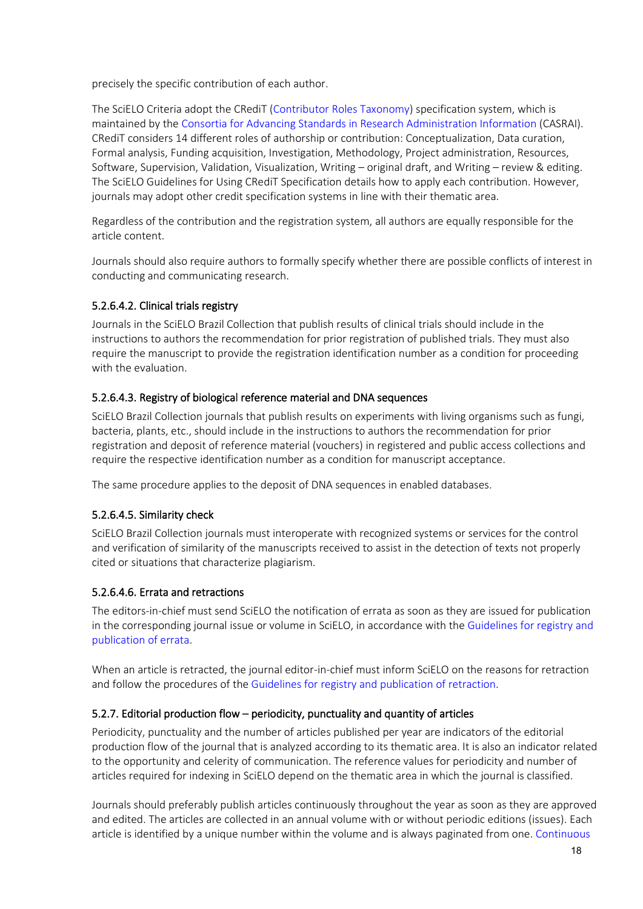precisely the specific contribution of each author.

The SciELO Criteria adopt the CRediT (Contributor Roles Taxonomy) specification system, which is maintained by the Consortia for Advancing Standards in Research Administration Information (CASRAI). CRediT considers 14 different roles of authorship or contribution: Conceptualization, Data curation, Formal analysis, Funding acquisition, Investigation, Methodology, Project administration, Resources, Software, Supervision, Validation, Visualization, Writing – original draft, and Writing – review & editing. The SciELO Guidelines for Using CRediT Specification details how to apply each contribution. However, journals may adopt other credit specification systems in line with their thematic area.

Regardless of the contribution and the registration system, all authors are equally responsible for the article content.

Journals should also require authors to formally specify whether there are possible conflicts of interest in conducting and communicating research.

#### 5.2.6.4.2. Clinical trials registry

Journals in the SciELO Brazil Collection that publish results of clinical trials should include in the instructions to authors the recommendation for prior registration of published trials. They must also require the manuscript to provide the registration identification number as a condition for proceeding with the evaluation.

#### 5.2.6.4.3. Registry of biological reference material and DNA sequences

SciELO Brazil Collection journals that publish results on experiments with living organisms such as fungi, bacteria, plants, etc., should include in the instructions to authors the recommendation for prior registration and deposit of reference material (vouchers) in registered and public access collections and require the respective identification number as a condition for manuscript acceptance.

The same procedure applies to the deposit of DNA sequences in enabled databases.

#### 5.2.6.4.5. Similarity check

SciELO Brazil Collection journals must interoperate with recognized systems or services for the control and verification of similarity of the manuscripts received to assist in the detection of texts not properly cited or situations that characterize plagiarism.

#### 5.2.6.4.6. Errata and retractions

The editors-in-chief must send SciELO the notification of errata as soon as they are issued for publication in the corresponding journal issue or volume in SciELO, in accordance with the Guidelines for registry and publication of errata.

When an article is retracted, the journal editor-in-chief must inform SciELO on the reasons for retraction and follow the procedures of the Guidelines for registry and publication of retraction.

### 5.2.7. Editorial production flow – periodicity, punctuality and quantity of articles

Periodicity, punctuality and the number of articles published per year are indicators of the editorial production flow of the journal that is analyzed according to its thematic area. It is also an indicator related to the opportunity and celerity of communication. The reference values for periodicity and number of articles required for indexing in SciELO depend on the thematic area in which the journal is classified.

Journals should preferably publish articles continuously throughout the year as soon as they are approved and edited. The articles are collected in an annual volume with or without periodic editions (issues). Each article is identified by a unique number within the volume and is always paginated from one. Continuous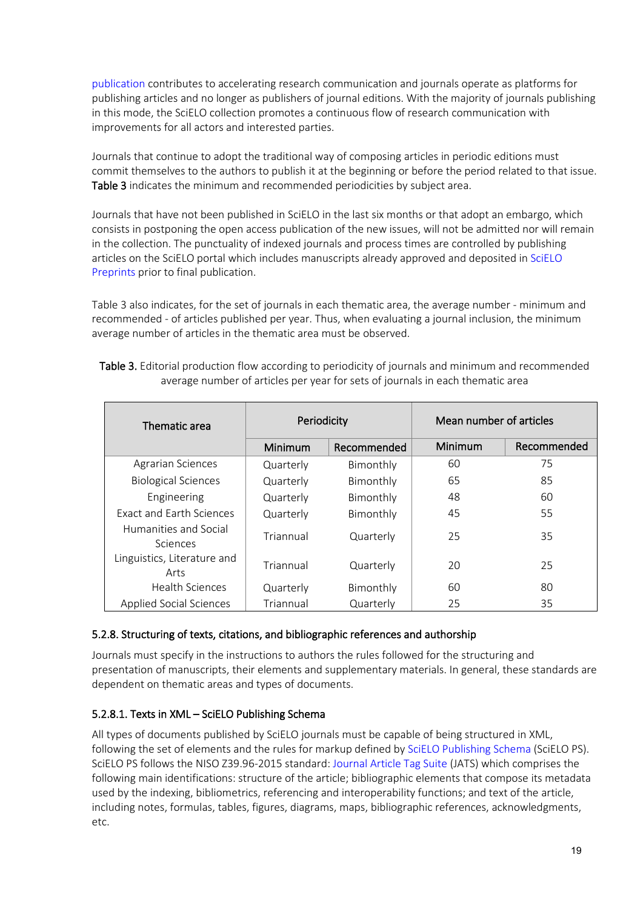publication contributes to accelerating research communication and journals operate as platforms for publishing articles and no longer as publishers of journal editions. With the majority of journals publishing in this mode, the SciELO collection promotes a continuous flow of research communication with improvements for all actors and interested parties.

Journals that continue to adopt the traditional way of composing articles in periodic editions must commit themselves to the authors to publish it at the beginning or before the period related to that issue. **Table 3** indicates the minimum and recommended periodicities by subject area.

Journals that have not been published in SciELO in the last six months or that adopt an embargo, which consists in postponing the open access publication of the new issues, will not be admitted nor will remain in the collection. The punctuality of indexed journals and process times are controlled by publishing articles on the SciELO portal which includes manuscripts already approved and deposited in SciELO Preprints prior to final publication.

Table 3 also indicates, for the set of journals in each thematic area, the average number - minimum and recommended - of articles published per year. Thus, when evaluating a journal inclusion, the minimum average number of articles in the thematic area must be observed.

**Table 3.** Editorial production flow according to periodicity of journals and minimum and recommended average number of articles per year for sets of journals in each thematic area

| Thematic area | Periodicity | | Mean number of articles | |
|---|---|---|---|---|
| | Minimum | Recommended | Minimum | Recommended |
| Agrarian Sciences | Quarterly | Bimonthly | 60 | 75 |
| Biological Sciences | Quarterly | Bimonthly | 65 | 85 |
| Engineering | Quarterly | Bimonthly | 48 | 60 |
| Exact and Earth Sciences | Quarterly | Bimonthly | 45 | 55 |
| Humanities and Social Sciences | Triannual | Quarterly | 25 | 35 |
| Linguistics, Literature and Arts | Triannual | Quarterly | 20 | 25 |
| Health Sciences | Quarterly | Bimonthly | 60 | 80 |
| Applied Social Sciences | Triannual | Quarterly | 25 | 35 |

#### 5.2.8. Structuring of texts, citations, and bibliographic references and authorship

Journals must specify in the instructions to authors the rules followed for the structuring and presentation of manuscripts, their elements and supplementary materials. In general, these standards are dependent on thematic areas and types of documents.

##### 5.2.8.1. Texts in XML – SciELO Publishing Schema

All types of documents published by SciELO journals must be capable of being structured in XML, following the set of elements and the rules for markup defined by SciELO Publishing Schema (SciELO PS). SciELO PS follows the NISO Z39.96-2015 standard: Journal Article Tag Suite (JATS) which comprises the following main identifications: structure of the article; bibliographic elements that compose its metadata used by the indexing, bibliometrics, referencing and interoperability functions; and text of the article, including notes, formulas, tables, figures, diagrams, maps, bibliographic references, acknowledgments, etc.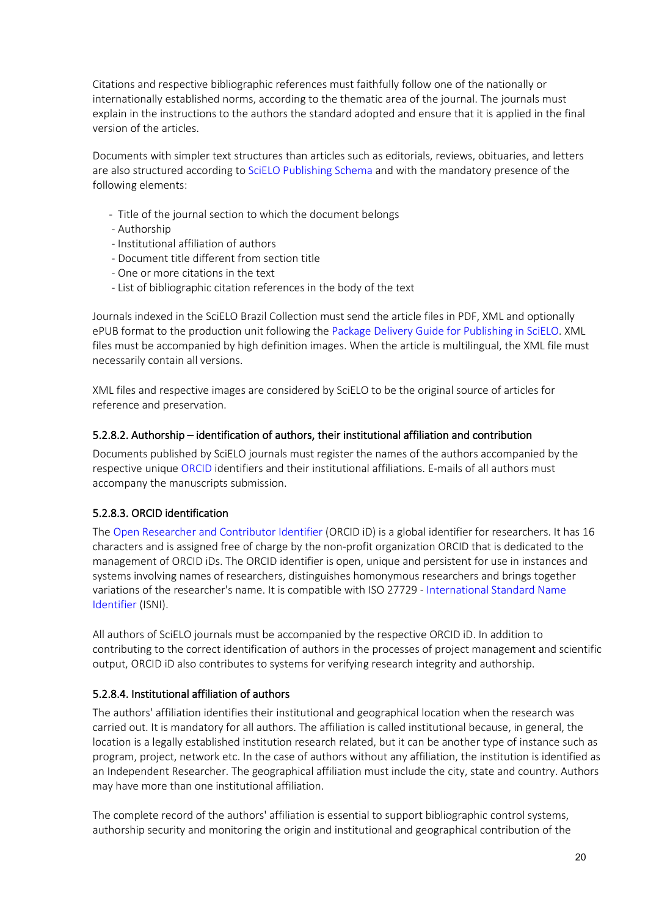Citations and respective bibliographic references must faithfully follow one of the nationally or internationally established norms, according to the thematic area of the journal. The journals must explain in the instructions to the authors the standard adopted and ensure that it is applied in the final version of the articles.

Documents with simpler text structures than articles such as editorials, reviews, obituaries, and letters are also structured according to SciELO Publishing Schema and with the mandatory presence of the following elements:

- Title of the journal section to which the document belongs
- Authorship
- Institutional affiliation of authors
- Document title different from section title
- One or more citations in the text
- List of bibliographic citation references in the body of the text

Journals indexed in the SciELO Brazil Collection must send the article files in PDF, XML and optionally ePUB format to the production unit following the Package Delivery Guide for Publishing in SciELO. XML files must be accompanied by high definition images. When the article is multilingual, the XML file must necessarily contain all versions.

XML files and respective images are considered by SciELO to be the original source of articles for reference and preservation.

#### 5.2.8.2. Authorship – identification of authors, their institutional affiliation and contribution

Documents published by SciELO journals must register the names of the authors accompanied by the respective unique ORCID identifiers and their institutional affiliations. E-mails of all authors must accompany the manuscripts submission.

#### 5.2.8.3. ORCID identification

The Open Researcher and Contributor Identifier (ORCID iD) is a global identifier for researchers. It has 16 characters and is assigned free of charge by the non-profit organization ORCID that is dedicated to the management of ORCID iDs. The ORCID identifier is open, unique and persistent for use in instances and systems involving names of researchers, distinguishes homonymous researchers and brings together variations of the researcher's name. It is compatible with ISO 27729 - International Standard Name Identifier (ISNI).

All authors of SciELO journals must be accompanied by the respective ORCID iD. In addition to contributing to the correct identification of authors in the processes of project management and scientific output, ORCID iD also contributes to systems for verifying research integrity and authorship.

#### 5.2.8.4. Institutional affiliation of authors

The authors' affiliation identifies their institutional and geographical location when the research was carried out. It is mandatory for all authors. The affiliation is called institutional because, in general, the location is a legally established institution research related, but it can be another type of instance such as program, project, network etc. In the case of authors without any affiliation, the institution is identified as an Independent Researcher. The geographical affiliation must include the city, state and country. Authors may have more than one institutional affiliation.

The complete record of the authors' affiliation is essential to support bibliographic control systems, authorship security and monitoring the origin and institutional and geographical contribution of the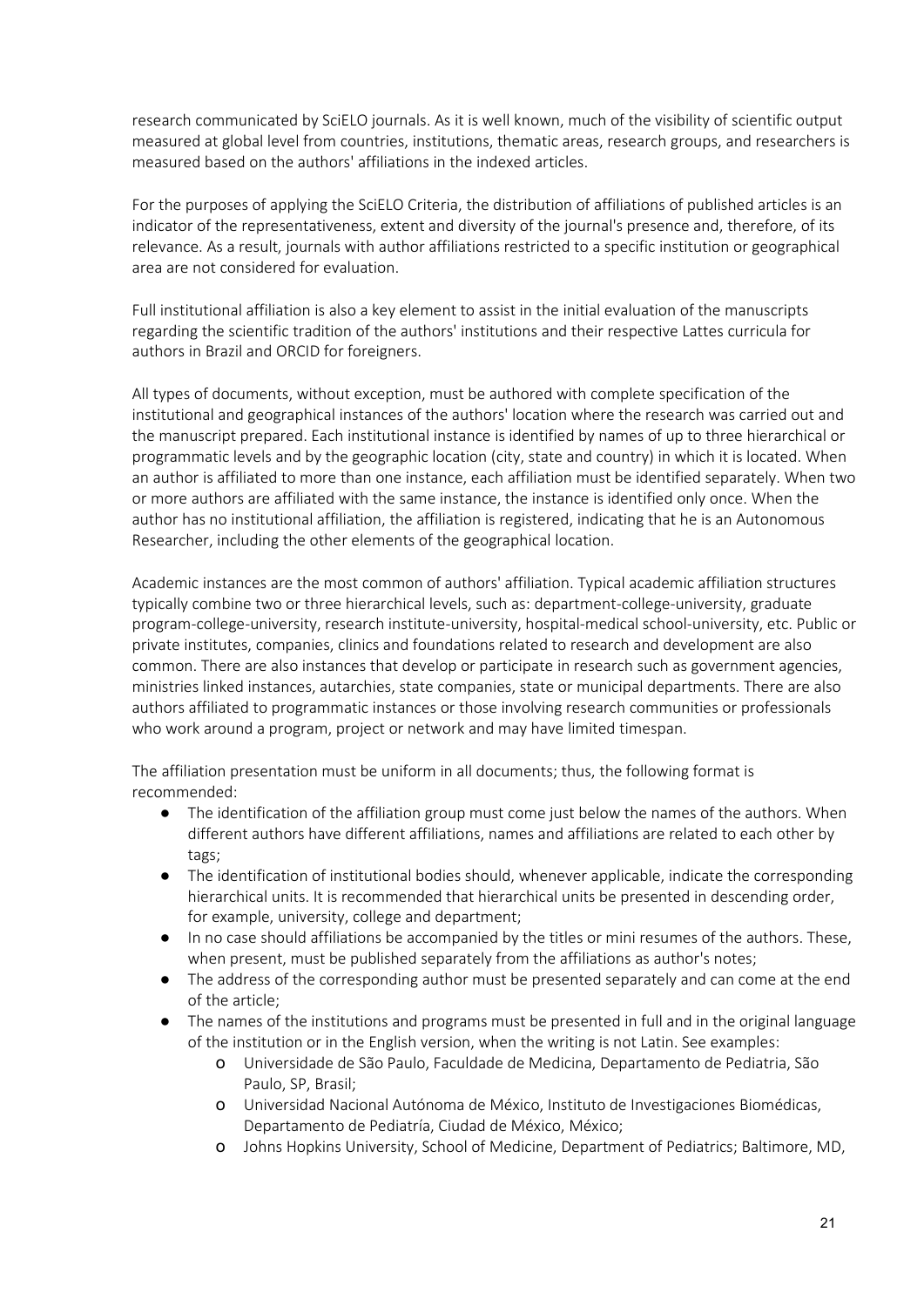research communicated by SciELO journals. As it is well known, much of the visibility of scientific output measured at global level from countries, institutions, thematic areas, research groups, and researchers is measured based on the authors' affiliations in the indexed articles.

For the purposes of applying the SciELO Criteria, the distribution of affiliations of published articles is an indicator of the representativeness, extent and diversity of the journal's presence and, therefore, of its relevance. As a result, journals with author affiliations restricted to a specific institution or geographical area are not considered for evaluation.

Full institutional affiliation is also a key element to assist in the initial evaluation of the manuscripts regarding the scientific tradition of the authors' institutions and their respective Lattes curricula for authors in Brazil and ORCID for foreigners.

All types of documents, without exception, must be authored with complete specification of the institutional and geographical instances of the authors' location where the research was carried out and the manuscript prepared. Each institutional instance is identified by names of up to three hierarchical or programmatic levels and by the geographic location (city, state and country) in which it is located. When an author is affiliated to more than one instance, each affiliation must be identified separately. When two or more authors are affiliated with the same instance, the instance is identified only once. When the author has no institutional affiliation, the affiliation is registered, indicating that he is an Autonomous Researcher, including the other elements of the geographical location.

Academic instances are the most common of authors' affiliation. Typical academic affiliation structures typically combine two or three hierarchical levels, such as: department-college-university, graduate program-college-university, research institute-university, hospital-medical school-university, etc. Public or private institutes, companies, clinics and foundations related to research and development are also common. There are also instances that develop or participate in research such as government agencies, ministries linked instances, autarchies, state companies, state or municipal departments. There are also authors affiliated to programmatic instances or those involving research communities or professionals who work around a program, project or network and may have limited timespan.

The affiliation presentation must be uniform in all documents; thus, the following format is recommended:

- The identification of the affiliation group must come just below the names of the authors. When different authors have different affiliations, names and affiliations are related to each other by tags;
- The identification of institutional bodies should, whenever applicable, indicate the corresponding hierarchical units. It is recommended that hierarchical units be presented in descending order, for example, university, college and department;
- In no case should affiliations be accompanied by the titles or mini resumes of the authors. These, when present, must be published separately from the affiliations as author's notes;
- The address of the corresponding author must be presented separately and can come at the end of the article;
- The names of the institutions and programs must be presented in full and in the original language of the institution or in the English version, when the writing is not Latin. See examples:
  - Universidade de São Paulo, Faculdade de Medicina, Departamento de Pediatria, São Paulo, SP, Brasil;
  - Universidad Nacional Autónoma de México, Instituto de Investigaciones Biomédicas, Departamento de Pediatría, Ciudad de México, México;
  - Johns Hopkins University, School of Medicine, Department of Pediatrics; Baltimore, MD,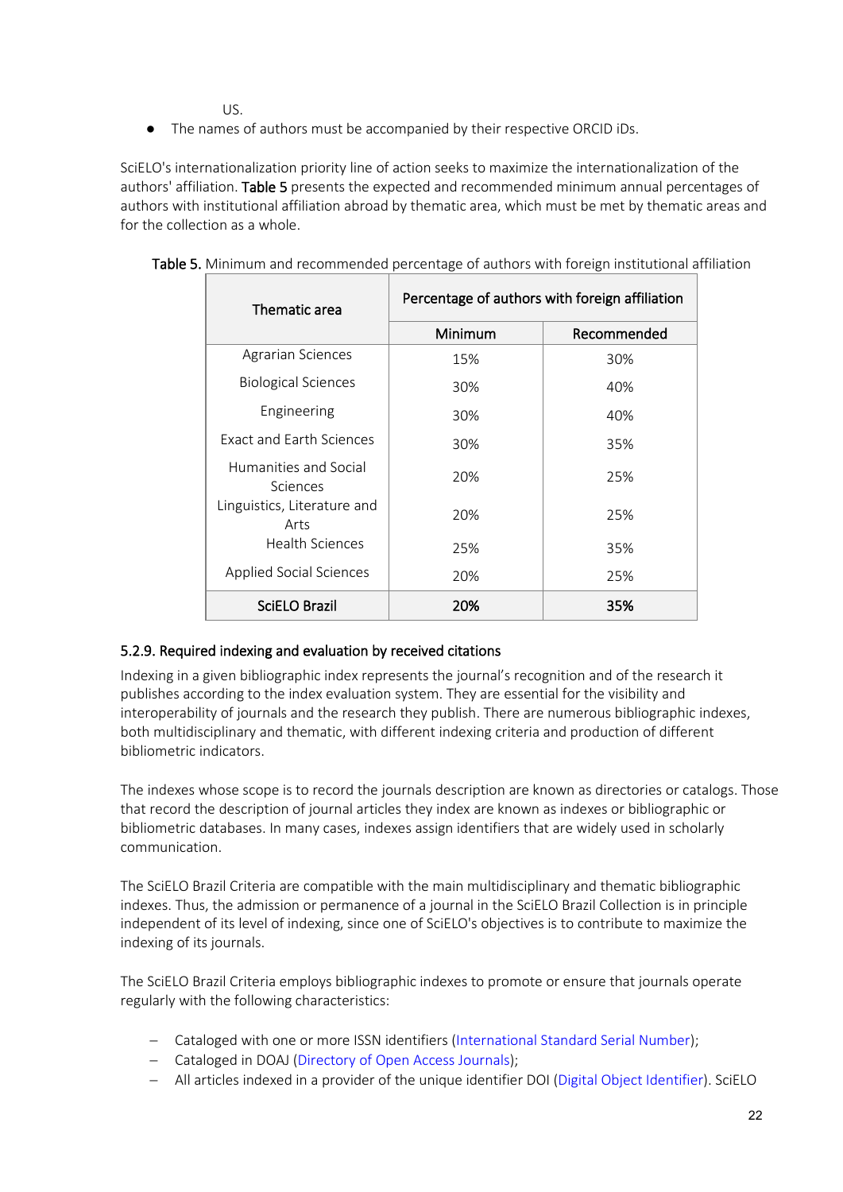US.

- The names of authors must be accompanied by their respective ORCID iDs.

SciELO's internationalization priority line of action seeks to maximize the internationalization of the authors' affiliation. **Table 5** presents the expected and recommended minimum annual percentages of authors with institutional affiliation abroad by thematic area, which must be met by thematic areas and for the collection as a whole.

**Table 5.** Minimum and recommended percentage of authors with foreign institutional affiliation

| Thematic area | Percentage of authors with foreign affiliation | |
|---|---|---|
| | Minimum | Recommended |
| Agrarian Sciences | 15% | 30% |
| Biological Sciences | 30% | 40% |
| Engineering | 30% | 40% |
| Exact and Earth Sciences | 30% | 35% |
| Humanities and Social Sciences | 20% | 25% |
| Linguistics, Literature and Arts | 20% | 25% |
| Health Sciences | 25% | 35% |
| Applied Social Sciences | 20% | 25% |
| **SciELO Brazil** | **20%** | **35%** |

#### 5.2.9. Required indexing and evaluation by received citations

Indexing in a given bibliographic index represents the journal's recognition and of the research it publishes according to the index evaluation system. They are essential for the visibility and interoperability of journals and the research they publish. There are numerous bibliographic indexes, both multidisciplinary and thematic, with different indexing criteria and production of different bibliometric indicators.

The indexes whose scope is to record the journals description are known as directories or catalogs. Those that record the description of journal articles they index are known as indexes or bibliographic or bibliometric databases. In many cases, indexes assign identifiers that are widely used in scholarly communication.

The SciELO Brazil Criteria are compatible with the main multidisciplinary and thematic bibliographic indexes. Thus, the admission or permanence of a journal in the SciELO Brazil Collection is in principle independent of its level of indexing, since one of SciELO's objectives is to contribute to maximize the indexing of its journals.

The SciELO Brazil Criteria employs bibliographic indexes to promote or ensure that journals operate regularly with the following characteristics:

- Cataloged with one or more ISSN identifiers (International Standard Serial Number);
- Cataloged in DOAJ (Directory of Open Access Journals);
- All articles indexed in a provider of the unique identifier DOI (Digital Object Identifier). SciELO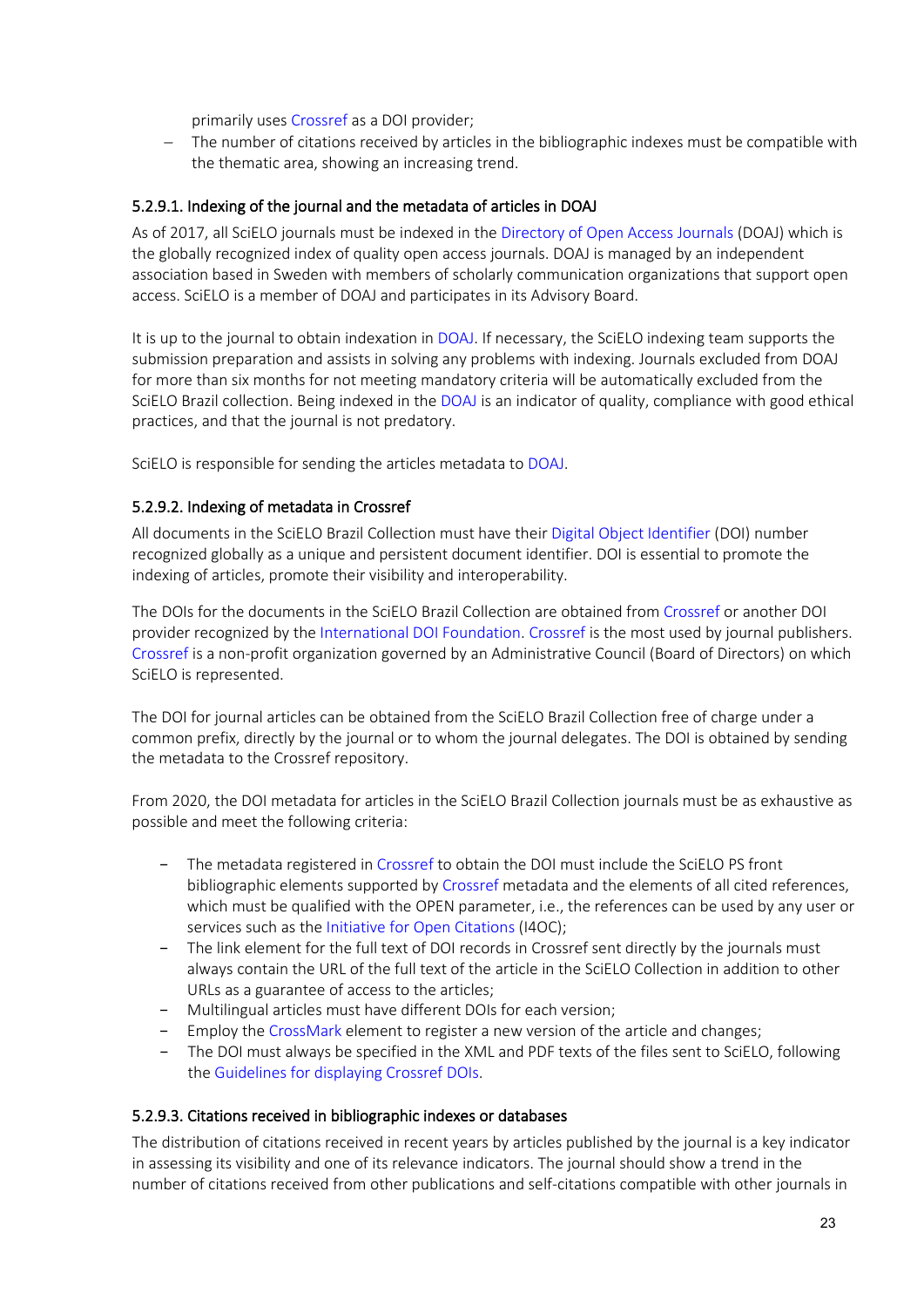primarily uses Crossref as a DOI provider;

- The number of citations received by articles in the bibliographic indexes must be compatible with the thematic area, showing an increasing trend.

#### 5.2.9.1. Indexing of the journal and the metadata of articles in DOAJ

As of 2017, all SciELO journals must be indexed in the Directory of Open Access Journals (DOAJ) which is the globally recognized index of quality open access journals. DOAJ is managed by an independent association based in Sweden with members of scholarly communication organizations that support open access. SciELO is a member of DOAJ and participates in its Advisory Board.

It is up to the journal to obtain indexation in DOAJ. If necessary, the SciELO indexing team supports the submission preparation and assists in solving any problems with indexing. Journals excluded from DOAJ for more than six months for not meeting mandatory criteria will be automatically excluded from the SciELO Brazil collection. Being indexed in the DOAJ is an indicator of quality, compliance with good ethical practices, and that the journal is not predatory.

SciELO is responsible for sending the articles metadata to DOAJ.

#### 5.2.9.2. Indexing of metadata in Crossref

All documents in the SciELO Brazil Collection must have their Digital Object Identifier (DOI) number recognized globally as a unique and persistent document identifier. DOI is essential to promote the indexing of articles, promote their visibility and interoperability.

The DOIs for the documents in the SciELO Brazil Collection are obtained from Crossref or another DOI provider recognized by the International DOI Foundation. Crossref is the most used by journal publishers. Crossref is a non-profit organization governed by an Administrative Council (Board of Directors) on which SciELO is represented.

The DOI for journal articles can be obtained from the SciELO Brazil Collection free of charge under a common prefix, directly by the journal or to whom the journal delegates. The DOI is obtained by sending the metadata to the Crossref repository.

From 2020, the DOI metadata for articles in the SciELO Brazil Collection journals must be as exhaustive as possible and meet the following criteria:

- The metadata registered in Crossref to obtain the DOI must include the SciELO PS front bibliographic elements supported by Crossref metadata and the elements of all cited references, which must be qualified with the OPEN parameter, i.e., the references can be used by any user or services such as the Initiative for Open Citations (I4OC);
- The link element for the full text of DOI records in Crossref sent directly by the journals must always contain the URL of the full text of the article in the SciELO Collection in addition to other URLs as a guarantee of access to the articles;
- Multilingual articles must have different DOIs for each version;
- Employ the CrossMark element to register a new version of the article and changes;
- The DOI must always be specified in the XML and PDF texts of the files sent to SciELO, following the Guidelines for displaying Crossref DOIs.

#### 5.2.9.3. Citations received in bibliographic indexes or databases

The distribution of citations received in recent years by articles published by the journal is a key indicator in assessing its visibility and one of its relevance indicators. The journal should show a trend in the number of citations received from other publications and self-citations compatible with other journals in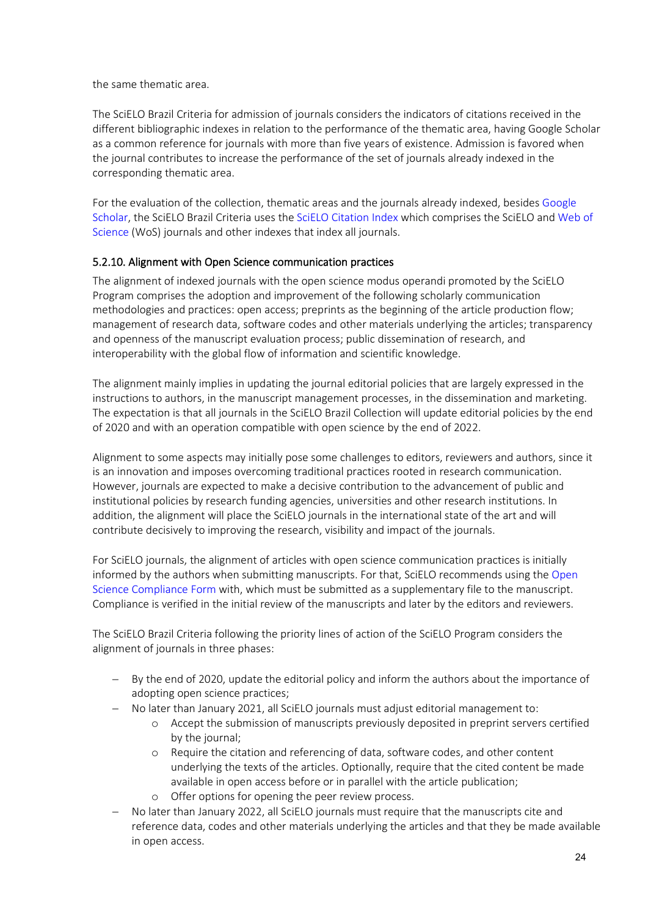the same thematic area.

The SciELO Brazil Criteria for admission of journals considers the indicators of citations received in the different bibliographic indexes in relation to the performance of the thematic area, having Google Scholar as a common reference for journals with more than five years of existence. Admission is favored when the journal contributes to increase the performance of the set of journals already indexed in the corresponding thematic area.

For the evaluation of the collection, thematic areas and the journals already indexed, besides Google Scholar, the SciELO Brazil Criteria uses the SciELO Citation Index which comprises the SciELO and Web of Science (WoS) journals and other indexes that index all journals.

### 5.2.10. Alignment with Open Science communication practices

The alignment of indexed journals with the open science modus operandi promoted by the SciELO Program comprises the adoption and improvement of the following scholarly communication methodologies and practices: open access; preprints as the beginning of the article production flow; management of research data, software codes and other materials underlying the articles; transparency and openness of the manuscript evaluation process; public dissemination of research, and interoperability with the global flow of information and scientific knowledge.

The alignment mainly implies in updating the journal editorial policies that are largely expressed in the instructions to authors, in the manuscript management processes, in the dissemination and marketing. The expectation is that all journals in the SciELO Brazil Collection will update editorial policies by the end of 2020 and with an operation compatible with open science by the end of 2022.

Alignment to some aspects may initially pose some challenges to editors, reviewers and authors, since it is an innovation and imposes overcoming traditional practices rooted in research communication. However, journals are expected to make a decisive contribution to the advancement of public and institutional policies by research funding agencies, universities and other research institutions. In addition, the alignment will place the SciELO journals in the international state of the art and will contribute decisively to improving the research, visibility and impact of the journals.

For SciELO journals, the alignment of articles with open science communication practices is initially informed by the authors when submitting manuscripts. For that, SciELO recommends using the Open Science Compliance Form with, which must be submitted as a supplementary file to the manuscript. Compliance is verified in the initial review of the manuscripts and later by the editors and reviewers.

The SciELO Brazil Criteria following the priority lines of action of the SciELO Program considers the alignment of journals in three phases:

- By the end of 2020, update the editorial policy and inform the authors about the importance of adopting open science practices;
- No later than January 2021, all SciELO journals must adjust editorial management to:
  - Accept the submission of manuscripts previously deposited in preprint servers certified by the journal;
  - Require the citation and referencing of data, software codes, and other content underlying the texts of the articles. Optionally, require that the cited content be made available in open access before or in parallel with the article publication;
  - Offer options for opening the peer review process.
- No later than January 2022, all SciELO journals must require that the manuscripts cite and reference data, codes and other materials underlying the articles and that they be made available in open access.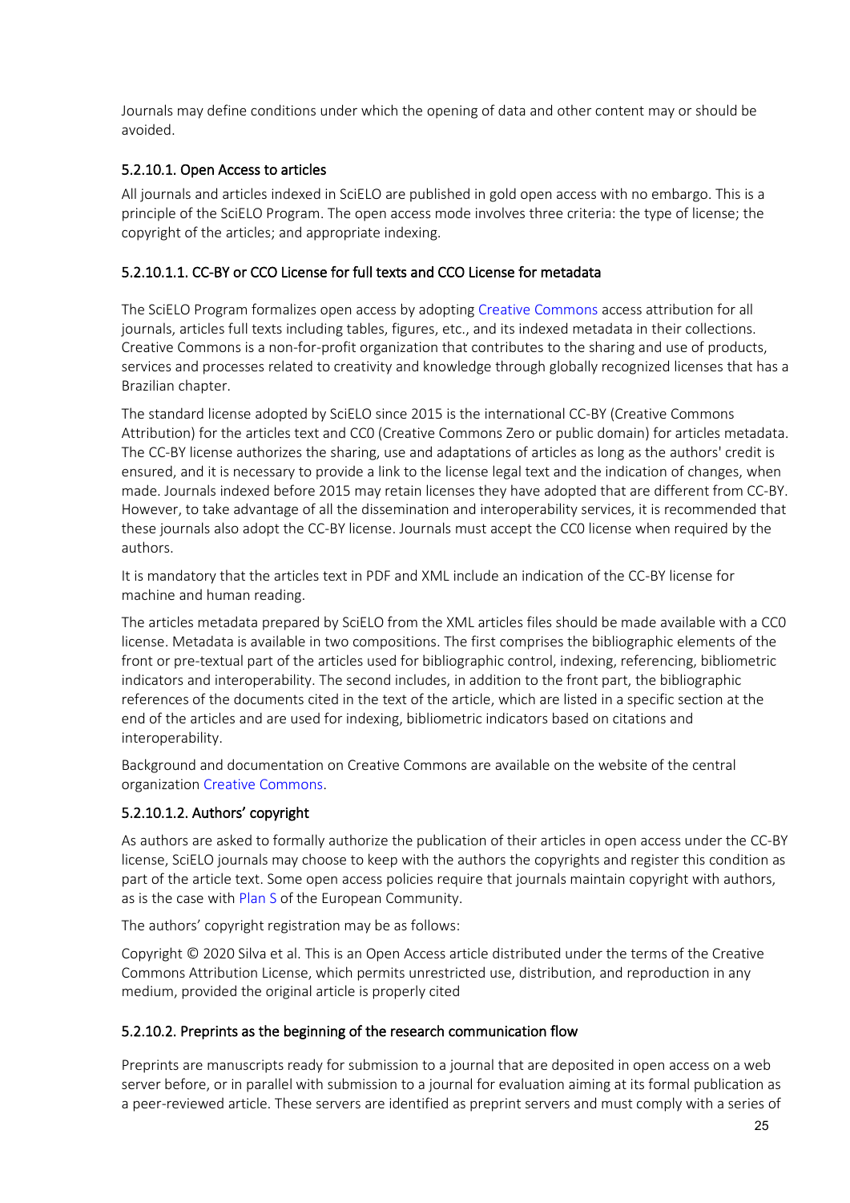Journals may define conditions under which the opening of data and other content may or should be avoided.

#### 5.2.10.1. Open Access to articles

All journals and articles indexed in SciELO are published in gold open access with no embargo. This is a principle of the SciELO Program. The open access mode involves three criteria: the type of license; the copyright of the articles; and appropriate indexing.

##### 5.2.10.1.1. CC-BY or CCO License for full texts and CCO License for metadata

The SciELO Program formalizes open access by adopting Creative Commons access attribution for all journals, articles full texts including tables, figures, etc., and its indexed metadata in their collections. Creative Commons is a non-for-profit organization that contributes to the sharing and use of products, services and processes related to creativity and knowledge through globally recognized licenses that has a Brazilian chapter.

The standard license adopted by SciELO since 2015 is the international CC-BY (Creative Commons Attribution) for the articles text and CC0 (Creative Commons Zero or public domain) for articles metadata. The CC-BY license authorizes the sharing, use and adaptations of articles as long as the authors' credit is ensured, and it is necessary to provide a link to the license legal text and the indication of changes, when made. Journals indexed before 2015 may retain licenses they have adopted that are different from CC-BY. However, to take advantage of all the dissemination and interoperability services, it is recommended that these journals also adopt the CC-BY license. Journals must accept the CC0 license when required by the authors.

It is mandatory that the articles text in PDF and XML include an indication of the CC-BY license for machine and human reading.

The articles metadata prepared by SciELO from the XML articles files should be made available with a CC0 license. Metadata is available in two compositions. The first comprises the bibliographic elements of the front or pre-textual part of the articles used for bibliographic control, indexing, referencing, bibliometric indicators and interoperability. The second includes, in addition to the front part, the bibliographic references of the documents cited in the text of the article, which are listed in a specific section at the end of the articles and are used for indexing, bibliometric indicators based on citations and interoperability.

Background and documentation on Creative Commons are available on the website of the central organization Creative Commons.

##### 5.2.10.1.2. Authors' copyright

As authors are asked to formally authorize the publication of their articles in open access under the CC-BY license, SciELO journals may choose to keep with the authors the copyrights and register this condition as part of the article text. Some open access policies require that journals maintain copyright with authors, as is the case with Plan S of the European Community.

The authors' copyright registration may be as follows:

Copyright © 2020 Silva et al. This is an Open Access article distributed under the terms of the Creative Commons Attribution License, which permits unrestricted use, distribution, and reproduction in any medium, provided the original article is properly cited

#### 5.2.10.2. Preprints as the beginning of the research communication flow

Preprints are manuscripts ready for submission to a journal that are deposited in open access on a web server before, or in parallel with submission to a journal for evaluation aiming at its formal publication as a peer-reviewed article. These servers are identified as preprint servers and must comply with a series of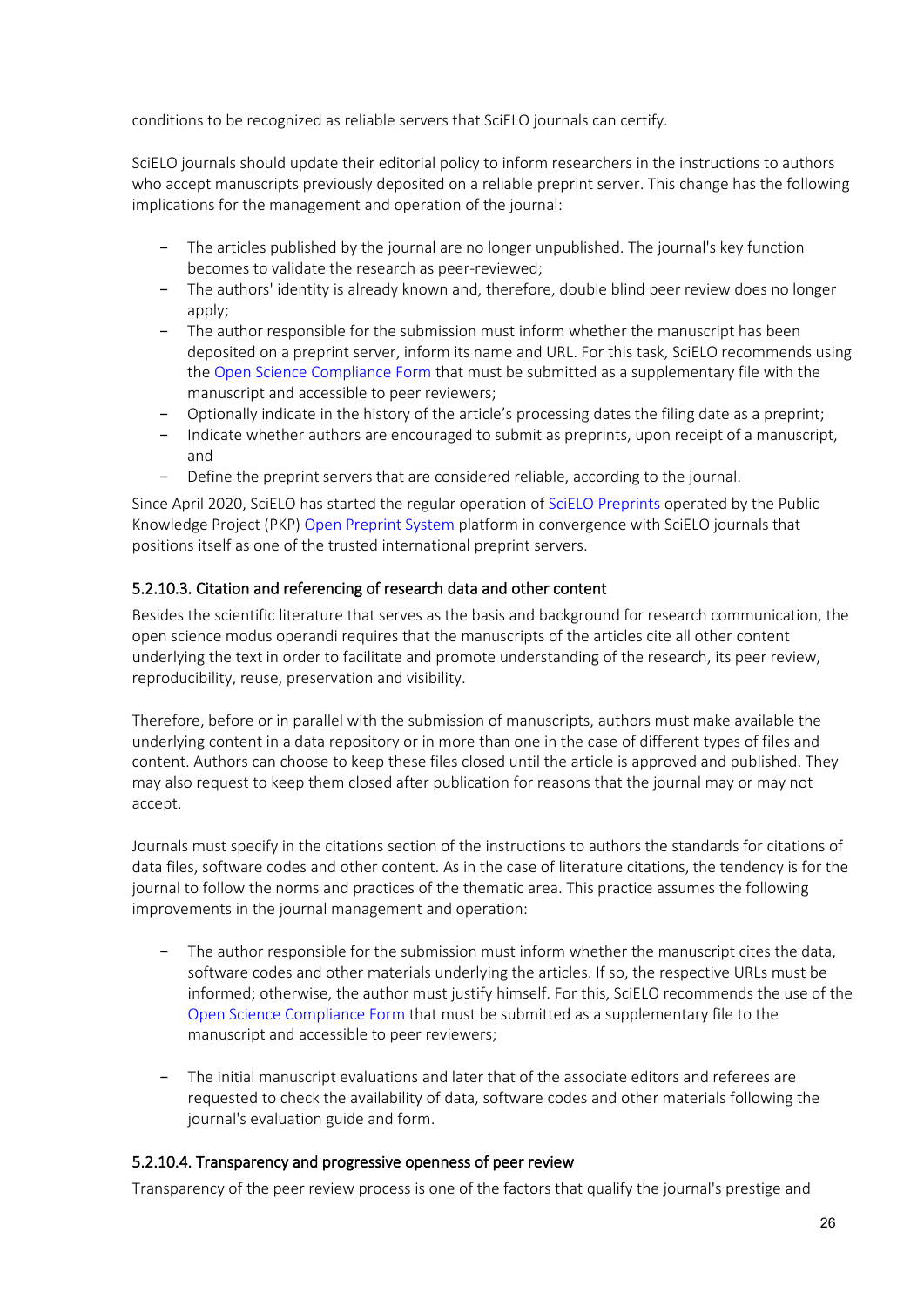conditions to be recognized as reliable servers that SciELO journals can certify.

SciELO journals should update their editorial policy to inform researchers in the instructions to authors who accept manuscripts previously deposited on a reliable preprint server. This change has the following implications for the management and operation of the journal:

- The articles published by the journal are no longer unpublished. The journal's key function becomes to validate the research as peer-reviewed;
- The authors' identity is already known and, therefore, double blind peer review does no longer apply;
- The author responsible for the submission must inform whether the manuscript has been deposited on a preprint server, inform its name and URL. For this task, SciELO recommends using the Open Science Compliance Form that must be submitted as a supplementary file with the manuscript and accessible to peer reviewers;
- Optionally indicate in the history of the article's processing dates the filing date as a preprint;
- Indicate whether authors are encouraged to submit as preprints, upon receipt of a manuscript, and
- Define the preprint servers that are considered reliable, according to the journal.

Since April 2020, SciELO has started the regular operation of SciELO Preprints operated by the Public Knowledge Project (PKP) Open Preprint System platform in convergence with SciELO journals that positions itself as one of the trusted international preprint servers.

#### 5.2.10.3. Citation and referencing of research data and other content

Besides the scientific literature that serves as the basis and background for research communication, the open science modus operandi requires that the manuscripts of the articles cite all other content underlying the text in order to facilitate and promote understanding of the research, its peer review, reproducibility, reuse, preservation and visibility.

Therefore, before or in parallel with the submission of manuscripts, authors must make available the underlying content in a data repository or in more than one in the case of different types of files and content. Authors can choose to keep these files closed until the article is approved and published. They may also request to keep them closed after publication for reasons that the journal may or may not accept.

Journals must specify in the citations section of the instructions to authors the standards for citations of data files, software codes and other content. As in the case of literature citations, the tendency is for the journal to follow the norms and practices of the thematic area. This practice assumes the following improvements in the journal management and operation:

- The author responsible for the submission must inform whether the manuscript cites the data, software codes and other materials underlying the articles. If so, the respective URLs must be informed; otherwise, the author must justify himself. For this, SciELO recommends the use of the Open Science Compliance Form that must be submitted as a supplementary file to the manuscript and accessible to peer reviewers;

- The initial manuscript evaluations and later that of the associate editors and referees are requested to check the availability of data, software codes and other materials following the journal's evaluation guide and form.

#### 5.2.10.4. Transparency and progressive openness of peer review

Transparency of the peer review process is one of the factors that qualify the journal's prestige and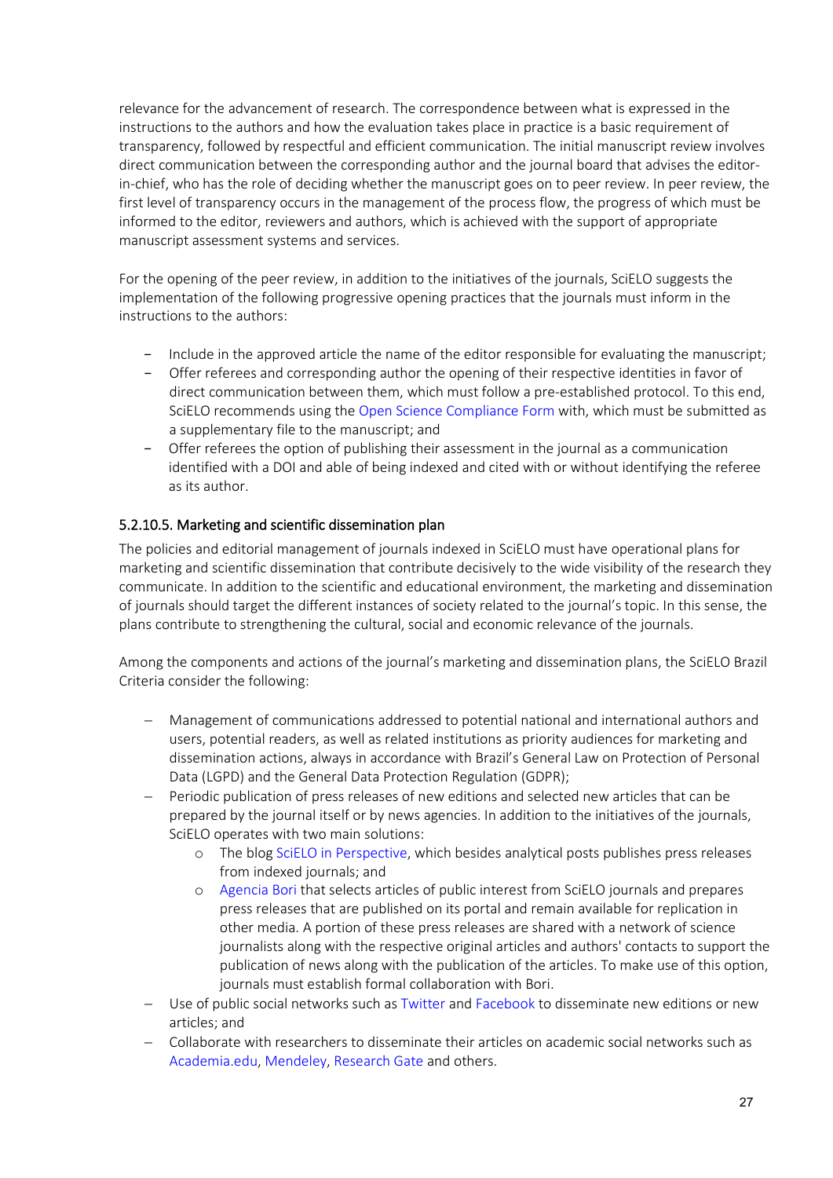relevance for the advancement of research. The correspondence between what is expressed in the instructions to the authors and how the evaluation takes place in practice is a basic requirement of transparency, followed by respectful and efficient communication. The initial manuscript review involves direct communication between the corresponding author and the journal board that advises the editor-in-chief, who has the role of deciding whether the manuscript goes on to peer review. In peer review, the first level of transparency occurs in the management of the process flow, the progress of which must be informed to the editor, reviewers and authors, which is achieved with the support of appropriate manuscript assessment systems and services.

For the opening of the peer review, in addition to the initiatives of the journals, SciELO suggests the implementation of the following progressive opening practices that the journals must inform in the instructions to the authors:

- Include in the approved article the name of the editor responsible for evaluating the manuscript;
- Offer referees and corresponding author the opening of their respective identities in favor of direct communication between them, which must follow a pre-established protocol. To this end, SciELO recommends using the Open Science Compliance Form with, which must be submitted as a supplementary file to the manuscript; and
- Offer referees the option of publishing their assessment in the journal as a communication identified with a DOI and able of being indexed and cited with or without identifying the referee as its author.

#### 5.2.10.5. Marketing and scientific dissemination plan

The policies and editorial management of journals indexed in SciELO must have operational plans for marketing and scientific dissemination that contribute decisively to the wide visibility of the research they communicate. In addition to the scientific and educational environment, the marketing and dissemination of journals should target the different instances of society related to the journal's topic. In this sense, the plans contribute to strengthening the cultural, social and economic relevance of the journals.

Among the components and actions of the journal's marketing and dissemination plans, the SciELO Brazil Criteria consider the following:

- Management of communications addressed to potential national and international authors and users, potential readers, as well as related institutions as priority audiences for marketing and dissemination actions, always in accordance with Brazil's General Law on Protection of Personal Data (LGPD) and the General Data Protection Regulation (GDPR);
- Periodic publication of press releases of new editions and selected new articles that can be prepared by the journal itself or by news agencies. In addition to the initiatives of the journals, SciELO operates with two main solutions:
  - The blog SciELO in Perspective, which besides analytical posts publishes press releases from indexed journals; and
  - Agencia Bori that selects articles of public interest from SciELO journals and prepares press releases that are published on its portal and remain available for replication in other media. A portion of these press releases are shared with a network of science journalists along with the respective original articles and authors' contacts to support the publication of news along with the publication of the articles. To make use of this option, journals must establish formal collaboration with Bori.
- Use of public social networks such as Twitter and Facebook to disseminate new editions or new articles; and
- Collaborate with researchers to disseminate their articles on academic social networks such as Academia.edu, Mendeley, Research Gate and others.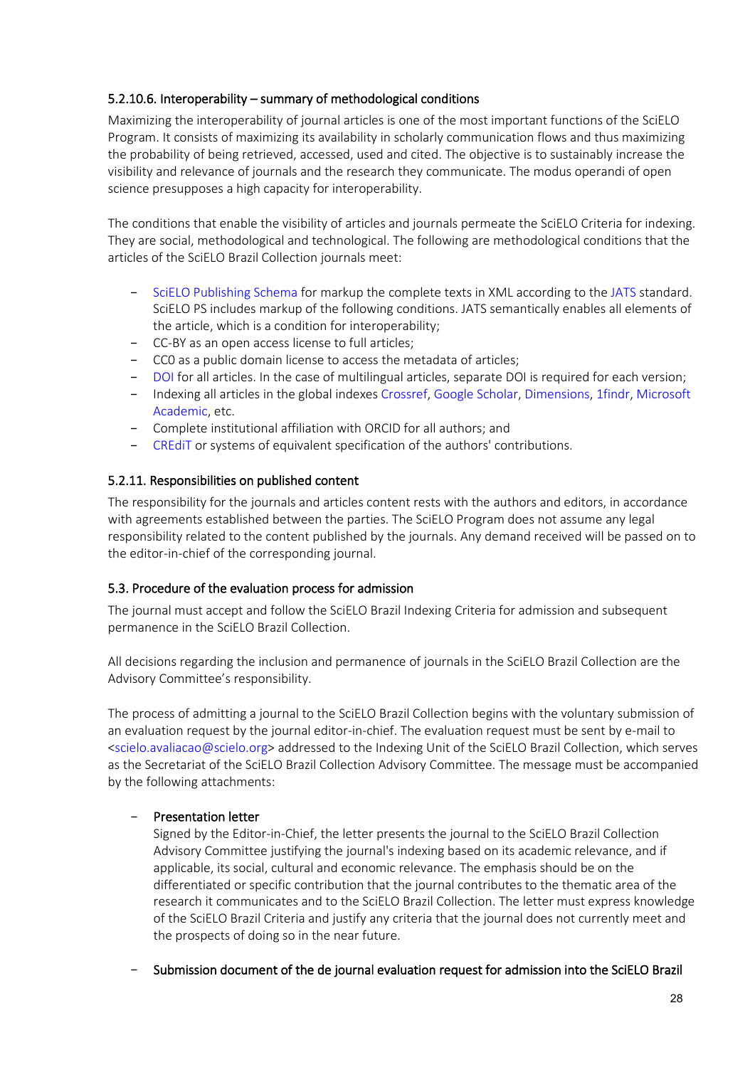#### 5.2.10.6. Interoperability – summary of methodological conditions

Maximizing the interoperability of journal articles is one of the most important functions of the SciELO Program. It consists of maximizing its availability in scholarly communication flows and thus maximizing the probability of being retrieved, accessed, used and cited. The objective is to sustainably increase the visibility and relevance of journals and the research they communicate. The modus operandi of open science presupposes a high capacity for interoperability.

The conditions that enable the visibility of articles and journals permeate the SciELO Criteria for indexing. They are social, methodological and technological. The following are methodological conditions that the articles of the SciELO Brazil Collection journals meet:

- SciELO Publishing Schema for markup the complete texts in XML according to the JATS standard. SciELO PS includes markup of the following conditions. JATS semantically enables all elements of the article, which is a condition for interoperability;
- CC-BY as an open access license to full articles;
- CC0 as a public domain license to access the metadata of articles;
- DOI for all articles. In the case of multilingual articles, separate DOI is required for each version;
- Indexing all articles in the global indexes Crossref, Google Scholar, Dimensions, 1findr, Microsoft Academic, etc.
- Complete institutional affiliation with ORCID for all authors; and
- CREdiT or systems of equivalent specification of the authors' contributions.

### 5.2.11. Responsibilities on published content

The responsibility for the journals and articles content rests with the authors and editors, in accordance with agreements established between the parties. The SciELO Program does not assume any legal responsibility related to the content published by the journals. Any demand received will be passed on to the editor-in-chief of the corresponding journal.

## 5.3. Procedure of the evaluation process for admission

The journal must accept and follow the SciELO Brazil Indexing Criteria for admission and subsequent permanence in the SciELO Brazil Collection.

All decisions regarding the inclusion and permanence of journals in the SciELO Brazil Collection are the Advisory Committee's responsibility.

The process of admitting a journal to the SciELO Brazil Collection begins with the voluntary submission of an evaluation request by the journal editor-in-chief. The evaluation request must be sent by e-mail to <scielo.avaliacao@scielo.org> addressed to the Indexing Unit of the SciELO Brazil Collection, which serves as the Secretariat of the SciELO Brazil Collection Advisory Committee. The message must be accompanied by the following attachments:

- **Presentation letter**
  Signed by the Editor-in-Chief, the letter presents the journal to the SciELO Brazil Collection Advisory Committee justifying the journal's indexing based on its academic relevance, and if applicable, its social, cultural and economic relevance. The emphasis should be on the differentiated or specific contribution that the journal contributes to the thematic area of the research it communicates and to the SciELO Brazil Collection. The letter must express knowledge of the SciELO Brazil Criteria and justify any criteria that the journal does not currently meet and the prospects of doing so in the near future.

- **Submission document of the de journal evaluation request for admission into the SciELO Brazil**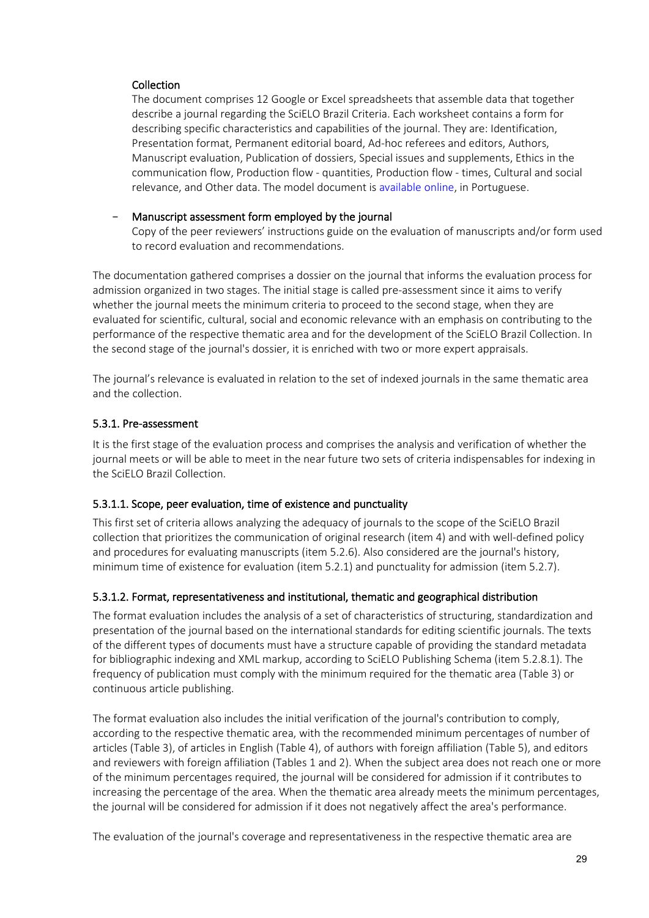Collection

The document comprises 12 Google or Excel spreadsheets that assemble data that together describe a journal regarding the SciELO Brazil Criteria. Each worksheet contains a form for describing specific characteristics and capabilities of the journal. They are: Identification, Presentation format, Permanent editorial board, Ad-hoc referees and editors, Authors, Manuscript evaluation, Publication of dossiers, Special issues and supplements, Ethics in the communication flow, Production flow - quantities, Production flow - times, Cultural and social relevance, and Other data. The model document is available online, in Portuguese.

- Manuscript assessment form employed by the journal

  Copy of the peer reviewers' instructions guide on the evaluation of manuscripts and/or form used to record evaluation and recommendations.

The documentation gathered comprises a dossier on the journal that informs the evaluation process for admission organized in two stages. The initial stage is called pre-assessment since it aims to verify whether the journal meets the minimum criteria to proceed to the second stage, when they are evaluated for scientific, cultural, social and economic relevance with an emphasis on contributing to the performance of the respective thematic area and for the development of the SciELO Brazil Collection. In the second stage of the journal's dossier, it is enriched with two or more expert appraisals.

The journal's relevance is evaluated in relation to the set of indexed journals in the same thematic area and the collection.

### 5.3.1. Pre-assessment

It is the first stage of the evaluation process and comprises the analysis and verification of whether the journal meets or will be able to meet in the near future two sets of criteria indispensables for indexing in the SciELO Brazil Collection.

#### 5.3.1.1. Scope, peer evaluation, time of existence and punctuality

This first set of criteria allows analyzing the adequacy of journals to the scope of the SciELO Brazil collection that prioritizes the communication of original research (item 4) and with well-defined policy and procedures for evaluating manuscripts (item 5.2.6). Also considered are the journal's history, minimum time of existence for evaluation (item 5.2.1) and punctuality for admission (item 5.2.7).

#### 5.3.1.2. Format, representativeness and institutional, thematic and geographical distribution

The format evaluation includes the analysis of a set of characteristics of structuring, standardization and presentation of the journal based on the international standards for editing scientific journals. The texts of the different types of documents must have a structure capable of providing the standard metadata for bibliographic indexing and XML markup, according to SciELO Publishing Schema (item 5.2.8.1). The frequency of publication must comply with the minimum required for the thematic area (Table 3) or continuous article publishing.

The format evaluation also includes the initial verification of the journal's contribution to comply, according to the respective thematic area, with the recommended minimum percentages of number of articles (Table 3), of articles in English (Table 4), of authors with foreign affiliation (Table 5), and editors and reviewers with foreign affiliation (Tables 1 and 2). When the subject area does not reach one or more of the minimum percentages required, the journal will be considered for admission if it contributes to increasing the percentage of the area. When the thematic area already meets the minimum percentages, the journal will be considered for admission if it does not negatively affect the area's performance.

The evaluation of the journal's coverage and representativeness in the respective thematic area are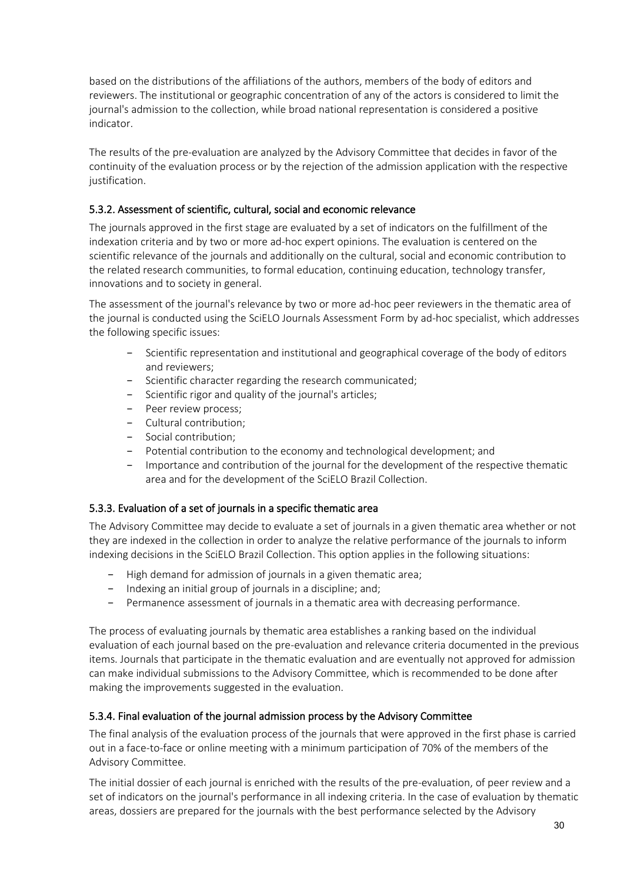based on the distributions of the affiliations of the authors, members of the body of editors and reviewers. The institutional or geographic concentration of any of the actors is considered to limit the journal's admission to the collection, while broad national representation is considered a positive indicator.

The results of the pre-evaluation are analyzed by the Advisory Committee that decides in favor of the continuity of the evaluation process or by the rejection of the admission application with the respective justification.

### 5.3.2. Assessment of scientific, cultural, social and economic relevance

The journals approved in the first stage are evaluated by a set of indicators on the fulfillment of the indexation criteria and by two or more ad-hoc expert opinions. The evaluation is centered on the scientific relevance of the journals and additionally on the cultural, social and economic contribution to the related research communities, to formal education, continuing education, technology transfer, innovations and to society in general.

The assessment of the journal's relevance by two or more ad-hoc peer reviewers in the thematic area of the journal is conducted using the SciELO Journals Assessment Form by ad-hoc specialist, which addresses the following specific issues:

- Scientific representation and institutional and geographical coverage of the body of editors and reviewers;
- Scientific character regarding the research communicated;
- Scientific rigor and quality of the journal's articles;
- Peer review process;
- Cultural contribution;
- Social contribution;
- Potential contribution to the economy and technological development; and
- Importance and contribution of the journal for the development of the respective thematic area and for the development of the SciELO Brazil Collection.

### 5.3.3. Evaluation of a set of journals in a specific thematic area

The Advisory Committee may decide to evaluate a set of journals in a given thematic area whether or not they are indexed in the collection in order to analyze the relative performance of the journals to inform indexing decisions in the SciELO Brazil Collection. This option applies in the following situations:

- High demand for admission of journals in a given thematic area;
- Indexing an initial group of journals in a discipline; and;
- Permanence assessment of journals in a thematic area with decreasing performance.

The process of evaluating journals by thematic area establishes a ranking based on the individual evaluation of each journal based on the pre-evaluation and relevance criteria documented in the previous items. Journals that participate in the thematic evaluation and are eventually not approved for admission can make individual submissions to the Advisory Committee, which is recommended to be done after making the improvements suggested in the evaluation.

### 5.3.4. Final evaluation of the journal admission process by the Advisory Committee

The final analysis of the evaluation process of the journals that were approved in the first phase is carried out in a face-to-face or online meeting with a minimum participation of 70% of the members of the Advisory Committee.

The initial dossier of each journal is enriched with the results of the pre-evaluation, of peer review and a set of indicators on the journal's performance in all indexing criteria. In the case of evaluation by thematic areas, dossiers are prepared for the journals with the best performance selected by the Advisory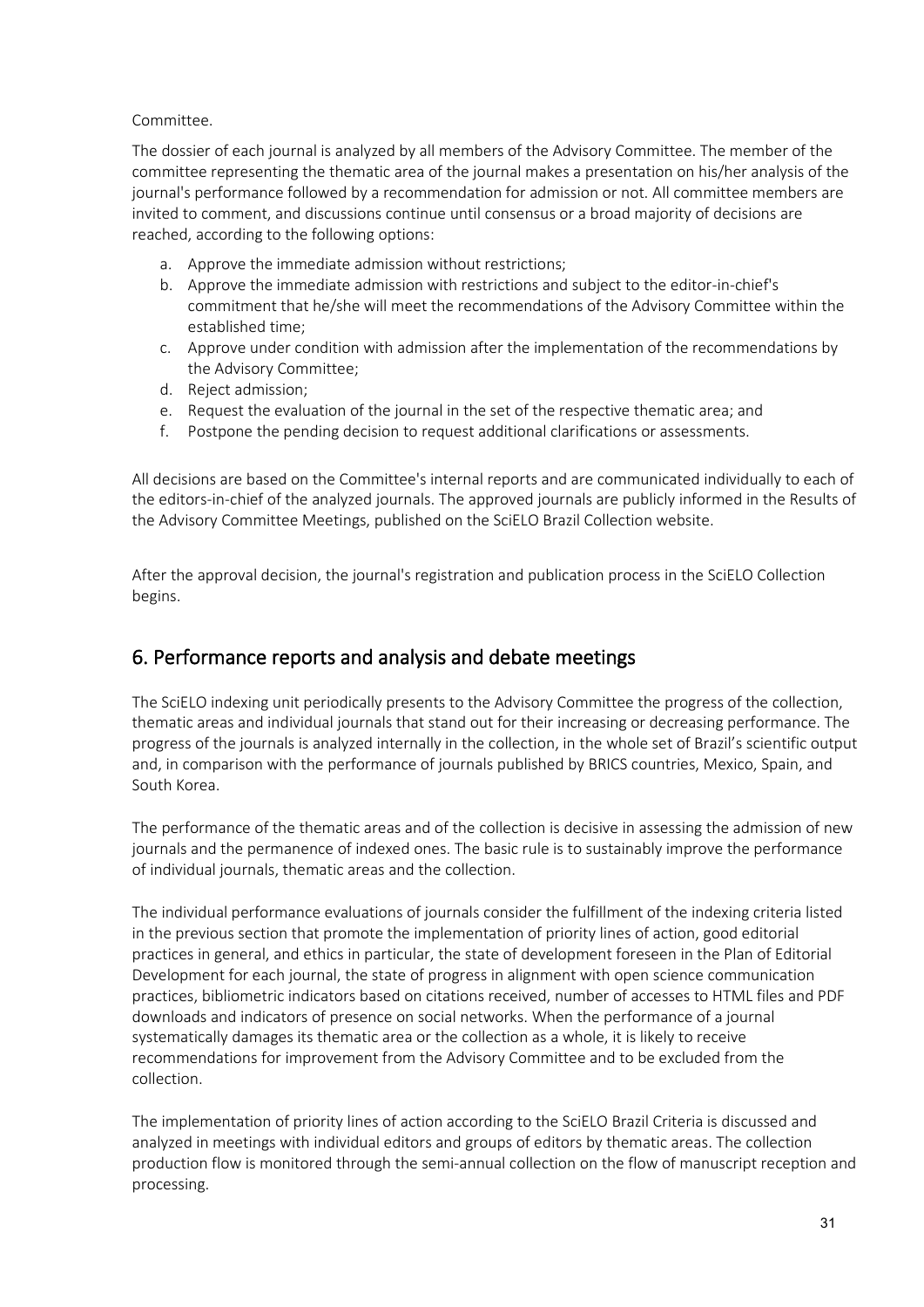Committee.

The dossier of each journal is analyzed by all members of the Advisory Committee. The member of the committee representing the thematic area of the journal makes a presentation on his/her analysis of the journal's performance followed by a recommendation for admission or not. All committee members are invited to comment, and discussions continue until consensus or a broad majority of decisions are reached, according to the following options:

a. Approve the immediate admission without restrictions;
b. Approve the immediate admission with restrictions and subject to the editor-in-chief's commitment that he/she will meet the recommendations of the Advisory Committee within the established time;
c. Approve under condition with admission after the implementation of the recommendations by the Advisory Committee;
d. Reject admission;
e. Request the evaluation of the journal in the set of the respective thematic area; and
f. Postpone the pending decision to request additional clarifications or assessments.

All decisions are based on the Committee's internal reports and are communicated individually to each of the editors-in-chief of the analyzed journals. The approved journals are publicly informed in the Results of the Advisory Committee Meetings, published on the SciELO Brazil Collection website.

After the approval decision, the journal's registration and publication process in the SciELO Collection begins.

## 6. Performance reports and analysis and debate meetings

The SciELO indexing unit periodically presents to the Advisory Committee the progress of the collection, thematic areas and individual journals that stand out for their increasing or decreasing performance. The progress of the journals is analyzed internally in the collection, in the whole set of Brazil's scientific output and, in comparison with the performance of journals published by BRICS countries, Mexico, Spain, and South Korea.

The performance of the thematic areas and of the collection is decisive in assessing the admission of new journals and the permanence of indexed ones. The basic rule is to sustainably improve the performance of individual journals, thematic areas and the collection.

The individual performance evaluations of journals consider the fulfillment of the indexing criteria listed in the previous section that promote the implementation of priority lines of action, good editorial practices in general, and ethics in particular, the state of development foreseen in the Plan of Editorial Development for each journal, the state of progress in alignment with open science communication practices, bibliometric indicators based on citations received, number of accesses to HTML files and PDF downloads and indicators of presence on social networks. When the performance of a journal systematically damages its thematic area or the collection as a whole, it is likely to receive recommendations for improvement from the Advisory Committee and to be excluded from the collection.

The implementation of priority lines of action according to the SciELO Brazil Criteria is discussed and analyzed in meetings with individual editors and groups of editors by thematic areas. The collection production flow is monitored through the semi-annual collection on the flow of manuscript reception and processing.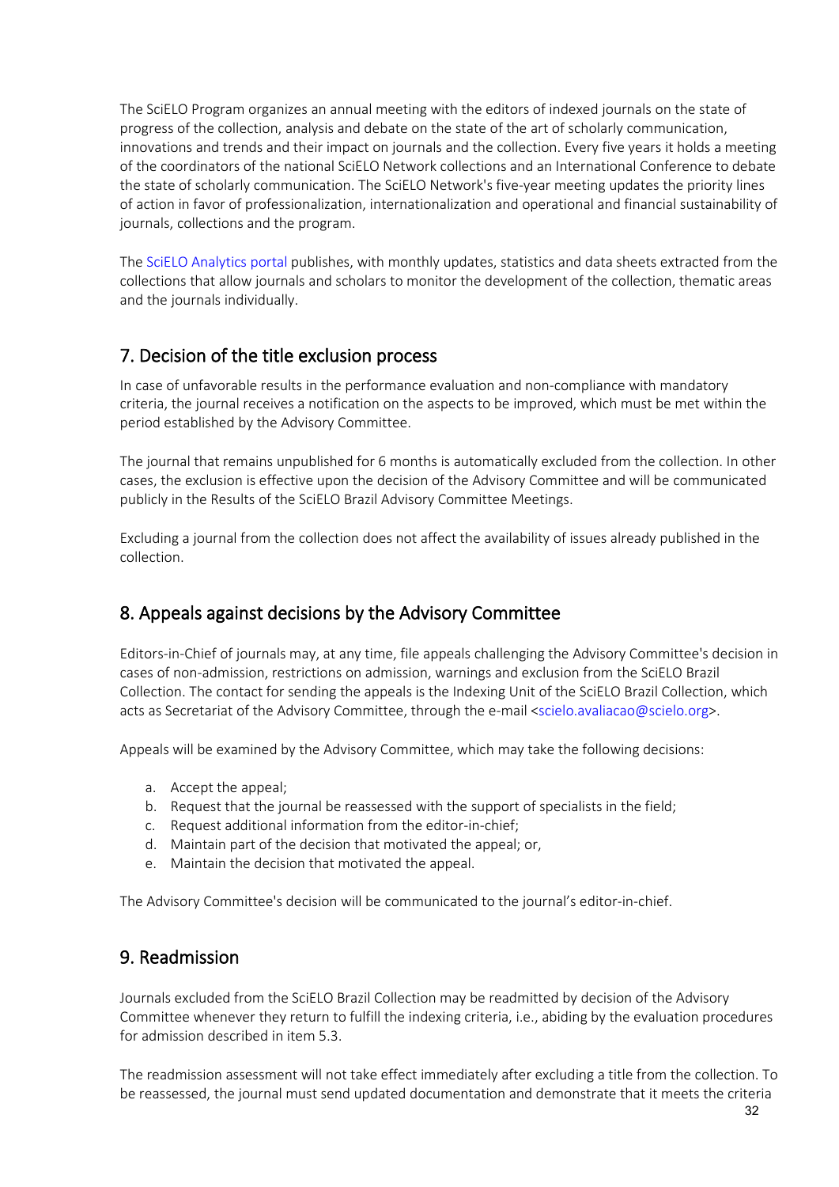The SciELO Program organizes an annual meeting with the editors of indexed journals on the state of progress of the collection, analysis and debate on the state of the art of scholarly communication, innovations and trends and their impact on journals and the collection. Every five years it holds a meeting of the coordinators of the national SciELO Network collections and an International Conference to debate the state of scholarly communication. The SciELO Network's five-year meeting updates the priority lines of action in favor of professionalization, internationalization and operational and financial sustainability of journals, collections and the program.

The SciELO Analytics portal publishes, with monthly updates, statistics and data sheets extracted from the collections that allow journals and scholars to monitor the development of the collection, thematic areas and the journals individually.

## 7. Decision of the title exclusion process

In case of unfavorable results in the performance evaluation and non-compliance with mandatory criteria, the journal receives a notification on the aspects to be improved, which must be met within the period established by the Advisory Committee.

The journal that remains unpublished for 6 months is automatically excluded from the collection. In other cases, the exclusion is effective upon the decision of the Advisory Committee and will be communicated publicly in the Results of the SciELO Brazil Advisory Committee Meetings.

Excluding a journal from the collection does not affect the availability of issues already published in the collection.

## 8. Appeals against decisions by the Advisory Committee

Editors-in-Chief of journals may, at any time, file appeals challenging the Advisory Committee's decision in cases of non-admission, restrictions on admission, warnings and exclusion from the SciELO Brazil Collection. The contact for sending the appeals is the Indexing Unit of the SciELO Brazil Collection, which acts as Secretariat of the Advisory Committee, through the e-mail <scielo.avaliacao@scielo.org>.

Appeals will be examined by the Advisory Committee, which may take the following decisions:

a. Accept the appeal;
b. Request that the journal be reassessed with the support of specialists in the field;
c. Request additional information from the editor-in-chief;
d. Maintain part of the decision that motivated the appeal; or,
e. Maintain the decision that motivated the appeal.

The Advisory Committee's decision will be communicated to the journal's editor-in-chief.

## 9. Readmission

Journals excluded from the SciELO Brazil Collection may be readmitted by decision of the Advisory Committee whenever they return to fulfill the indexing criteria, i.e., abiding by the evaluation procedures for admission described in item 5.3.

The readmission assessment will not take effect immediately after excluding a title from the collection. To be reassessed, the journal must send updated documentation and demonstrate that it meets the criteria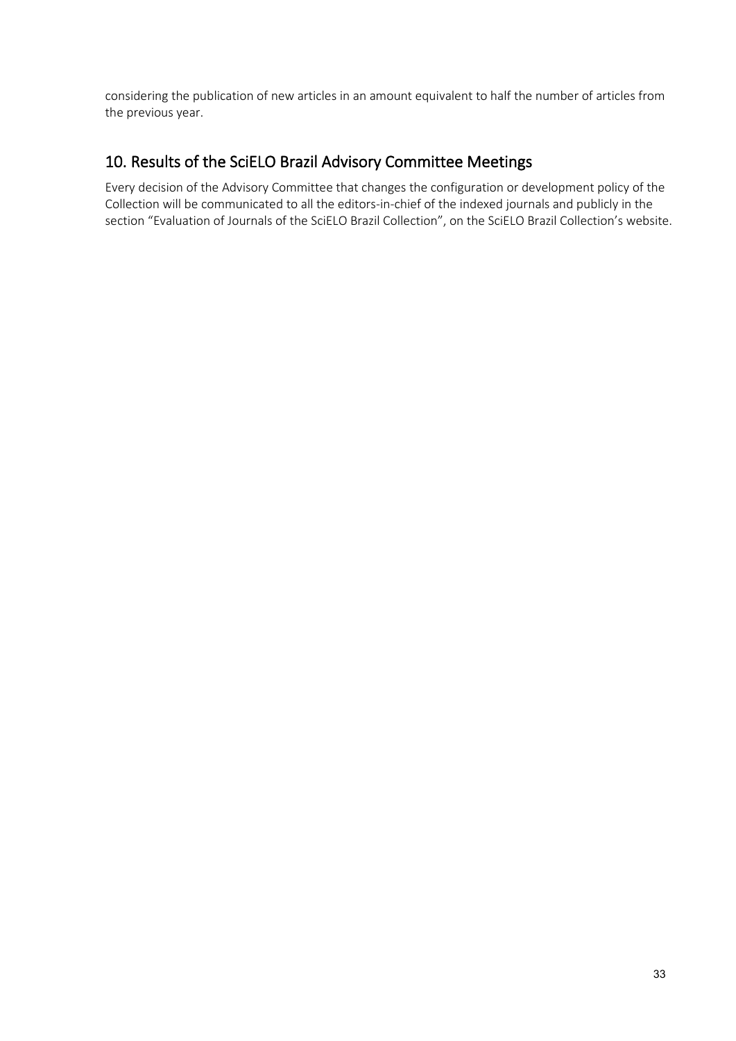considering the publication of new articles in an amount equivalent to half the number of articles from the previous year.

## 10. Results of the SciELO Brazil Advisory Committee Meetings

Every decision of the Advisory Committee that changes the configuration or development policy of the Collection will be communicated to all the editors-in-chief of the indexed journals and publicly in the section "Evaluation of Journals of the SciELO Brazil Collection", on the SciELO Brazil Collection's website.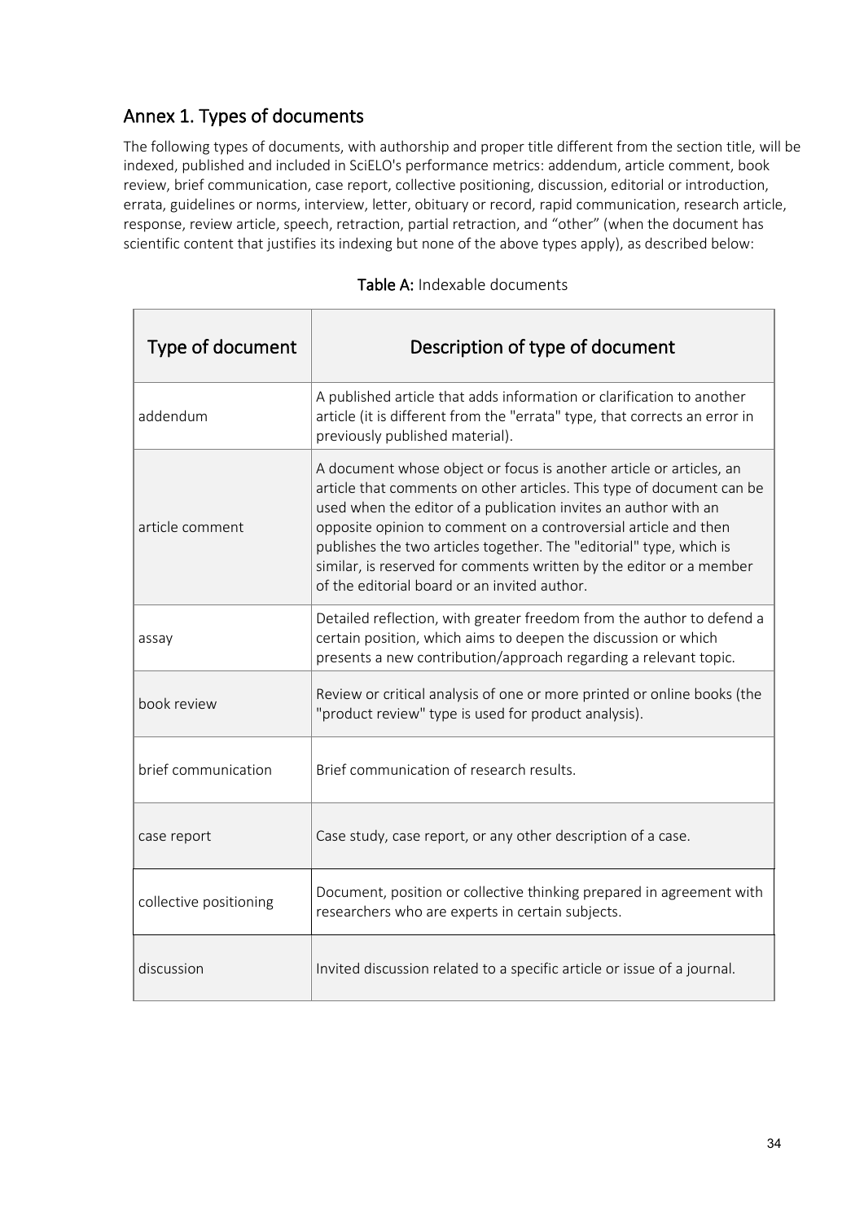## Annex 1. Types of documents

The following types of documents, with authorship and proper title different from the section title, will be indexed, published and included in SciELO's performance metrics: addendum, article comment, book review, brief communication, case report, collective positioning, discussion, editorial or introduction, errata, guidelines or norms, interview, letter, obituary or record, rapid communication, research article, response, review article, speech, retraction, partial retraction, and "other" (when the document has scientific content that justifies its indexing but none of the above types apply), as described below:

**Table A:** Indexable documents

| Type of document | Description of type of document |
|---|---|
| addendum | A published article that adds information or clarification to another article (it is different from the "errata" type, that corrects an error in previously published material). |
| article comment | A document whose object or focus is another article or articles, an article that comments on other articles. This type of document can be used when the editor of a publication invites an author with an opposite opinion to comment on a controversial article and then publishes the two articles together. The "editorial" type, which is similar, is reserved for comments written by the editor or a member of the editorial board or an invited author. |
| assay | Detailed reflection, with greater freedom from the author to defend a certain position, which aims to deepen the discussion or which presents a new contribution/approach regarding a relevant topic. |
| book review | Review or critical analysis of one or more printed or online books (the "product review" type is used for product analysis). |
| brief communication | Brief communication of research results. |
| case report | Case study, case report, or any other description of a case. |
| collective positioning | Document, position or collective thinking prepared in agreement with researchers who are experts in certain subjects. |
| discussion | Invited discussion related to a specific article or issue of a journal. |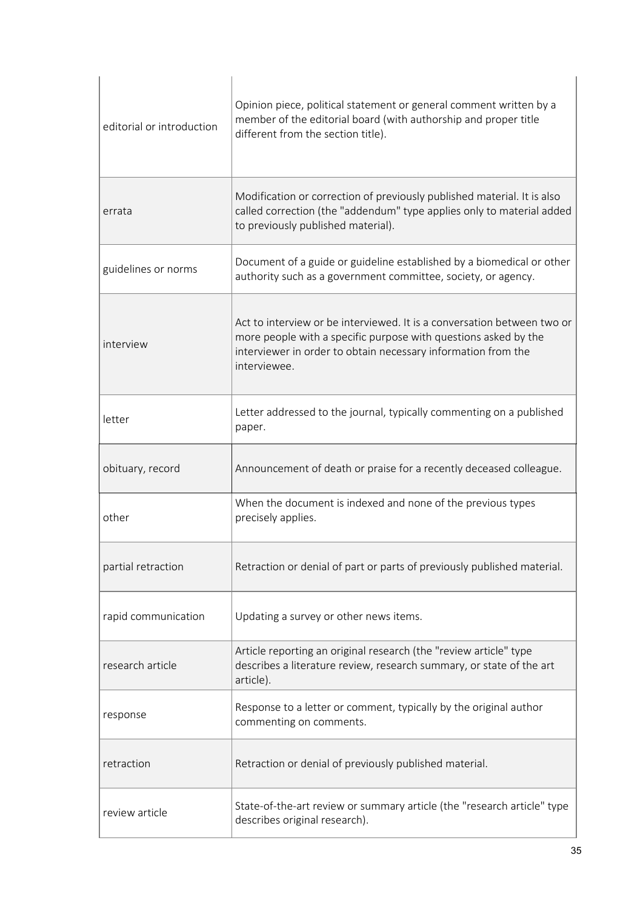| | |
|---|---|
| editorial or introduction | Opinion piece, political statement or general comment written by a member of the editorial board (with authorship and proper title different from the section title). |
| errata | Modification or correction of previously published material. It is also called correction (the "addendum" type applies only to material added to previously published material). |
| guidelines or norms | Document of a guide or guideline established by a biomedical or other authority such as a government committee, society, or agency. |
| interview | Act to interview or be interviewed. It is a conversation between two or more people with a specific purpose with questions asked by the interviewer in order to obtain necessary information from the interviewee. |
| letter | Letter addressed to the journal, typically commenting on a published paper. |
| obituary, record | Announcement of death or praise for a recently deceased colleague. |
| other | When the document is indexed and none of the previous types precisely applies. |
| partial retraction | Retraction or denial of part or parts of previously published material. |
| rapid communication | Updating a survey or other news items. |
| research article | Article reporting an original research (the "review article" type describes a literature review, research summary, or state of the art article). |
| response | Response to a letter or comment, typically by the original author commenting on comments. |
| retraction | Retraction or denial of previously published material. |
| review article | State-of-the-art review or summary article (the "research article" type describes original research). |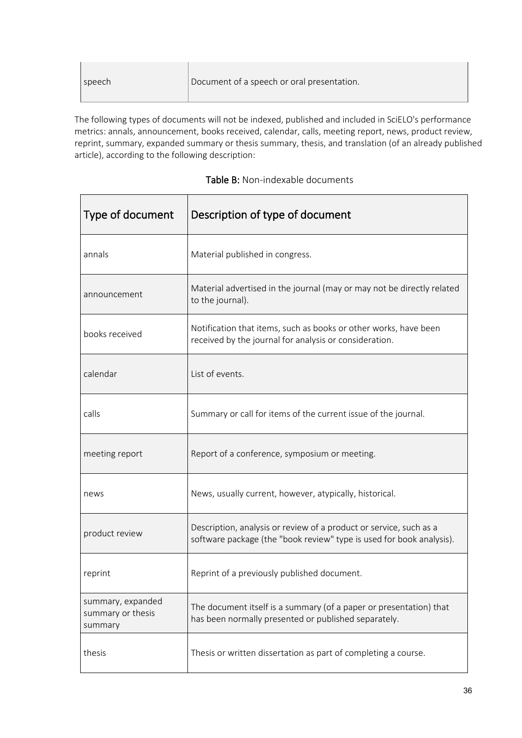| speech | Document of a speech or oral presentation. |
|---|---|

The following types of documents will not be indexed, published and included in SciELO's performance metrics: annals, announcement, books received, calendar, calls, meeting report, news, product review, reprint, summary, expanded summary or thesis summary, thesis, and translation (of an already published article), according to the following description:

**Table B:** Non-indexable documents

| Type of document | Description of type of document |
|---|---|
| annals | Material published in congress. |
| announcement | Material advertised in the journal (may or may not be directly related to the journal). |
| books received | Notification that items, such as books or other works, have been received by the journal for analysis or consideration. |
| calendar | List of events. |
| calls | Summary or call for items of the current issue of the journal. |
| meeting report | Report of a conference, symposium or meeting. |
| news | News, usually current, however, atypically, historical. |
| product review | Description, analysis or review of a product or service, such as a software package (the "book review" type is used for book analysis). |
| reprint | Reprint of a previously published document. |
| summary, expanded summary or thesis summary | The document itself is a summary (of a paper or presentation) that has been normally presented or published separately. |
| thesis | Thesis or written dissertation as part of completing a course. |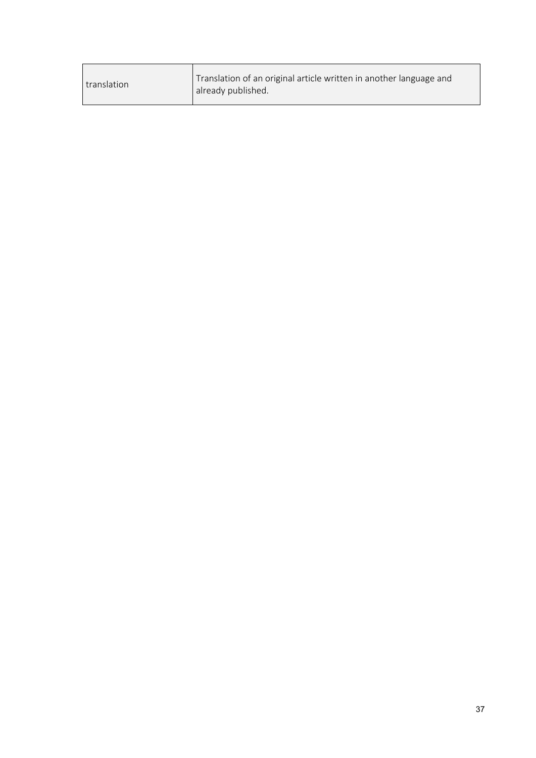| | |
|---|---|
| translation | Translation of an original article written in another language and already published. |